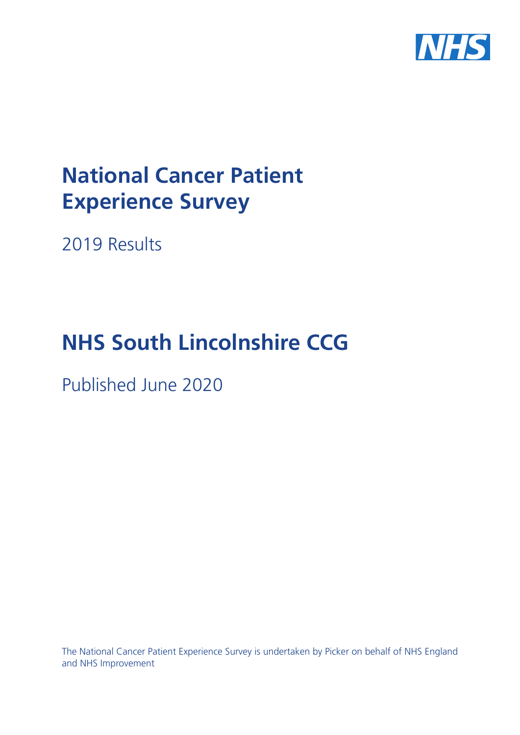# National Cancer Patient Experience Survey

2019 Results

# NHS South Lincolnshire CCG

Published June 2020

The National Cancer Patient Experience Survey is undertaken by Picker on behalf of NHS England and NHS Improvement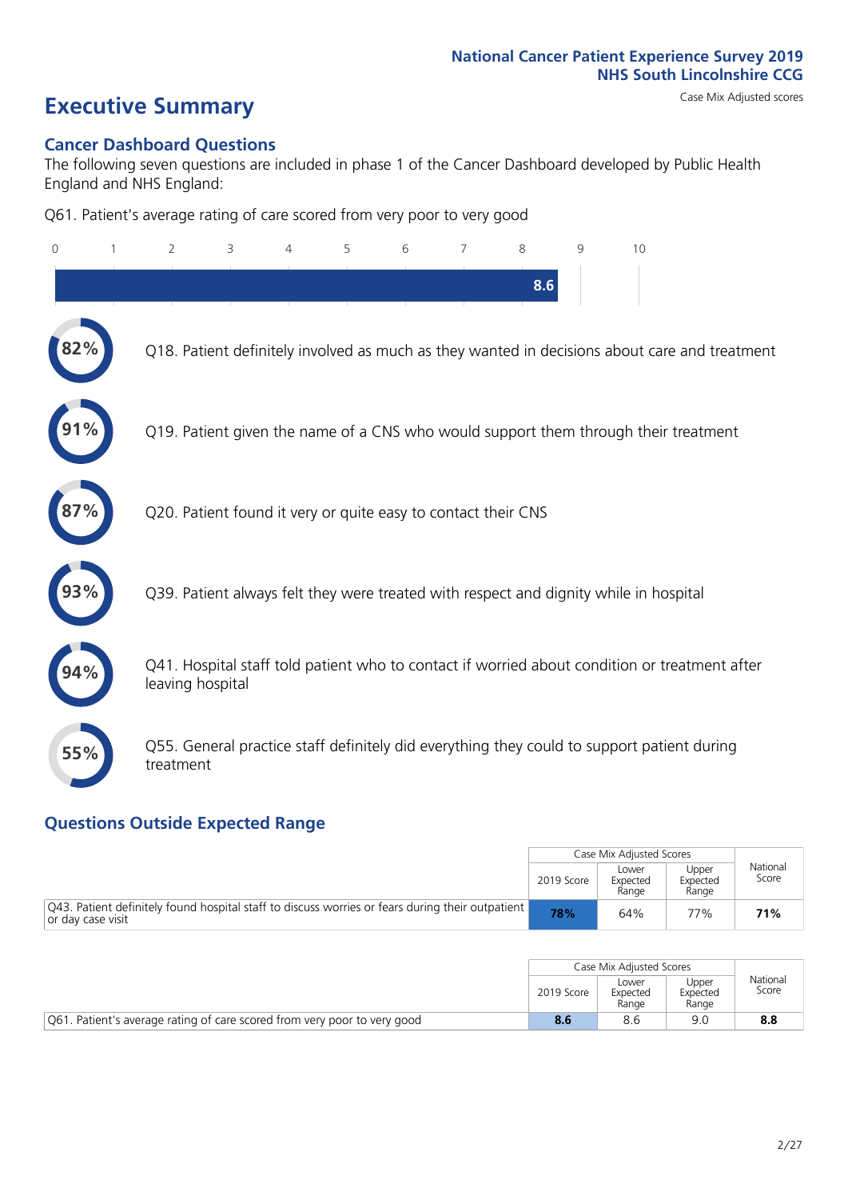National Cancer Patient Experience Survey 2019
NHS South Lincolnshire CCG

# Executive Summary

Case Mix Adjusted scores

## Cancer Dashboard Questions

The following seven questions are included in phase 1 of the Cancer Dashboard developed by Public Health England and NHS England:

Q61. Patient's average rating of care scored from very poor to very good

0 1 2 3 4 5 6 7 8 9 10

8.6

82% Q18. Patient definitely involved as much as they wanted in decisions about care and treatment

91% Q19. Patient given the name of a CNS who would support them through their treatment

87% Q20. Patient found it very or quite easy to contact their CNS

93% Q39. Patient always felt they were treated with respect and dignity while in hospital

94% Q41. Hospital staff told patient who to contact if worried about condition or treatment after leaving hospital

55% Q55. General practice staff definitely did everything they could to support patient during treatment

## Questions Outside Expected Range

| | Case Mix Adjusted Scores | | | National Score |
|---|---|---|---|---|
| | 2019 Score | Lower Expected Range | Upper Expected Range | |
| Q43. Patient definitely found hospital staff to discuss worries or fears during their outpatient or day case visit | **78%** | 64% | 77% | **71%** |

| | Case Mix Adjusted Scores | | | National Score |
|---|---|---|---|---|
| | 2019 Score | Lower Expected Range | Upper Expected Range | |
| Q61. Patient's average rating of care scored from very poor to very good | **8.6** | 8.6 | 9.0 | **8.8** |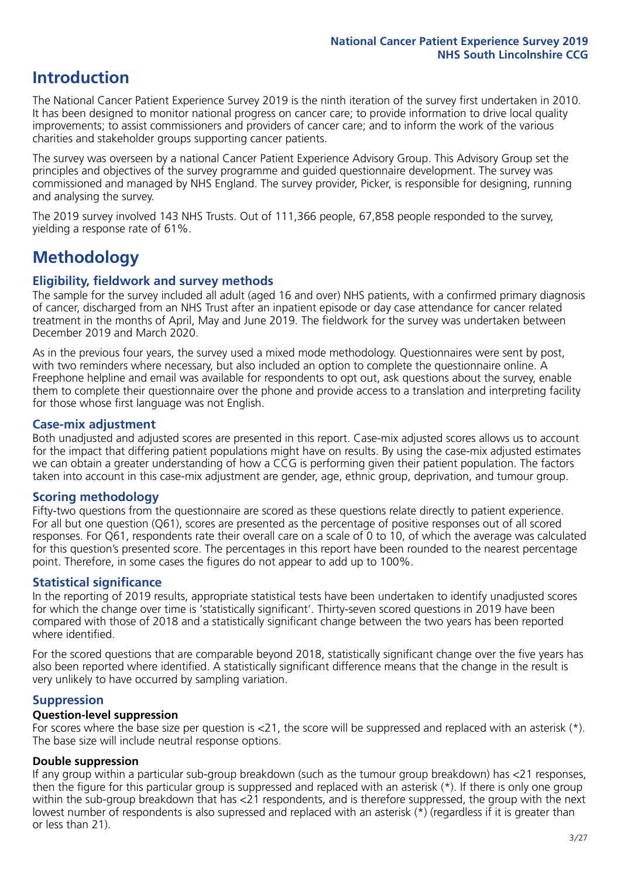# Introduction

The National Cancer Patient Experience Survey 2019 is the ninth iteration of the survey first undertaken in 2010. It has been designed to monitor national progress on cancer care; to provide information to drive local quality improvements; to assist commissioners and providers of cancer care; and to inform the work of the various charities and stakeholder groups supporting cancer patients.

The survey was overseen by a national Cancer Patient Experience Advisory Group. This Advisory Group set the principles and objectives of the survey programme and guided questionnaire development. The survey was commissioned and managed by NHS England. The survey provider, Picker, is responsible for designing, running and analysing the survey.

The 2019 survey involved 143 NHS Trusts. Out of 111,366 people, 67,858 people responded to the survey, yielding a response rate of 61%.

# Methodology

## Eligibility, fieldwork and survey methods

The sample for the survey included all adult (aged 16 and over) NHS patients, with a confirmed primary diagnosis of cancer, discharged from an NHS Trust after an inpatient episode or day case attendance for cancer related treatment in the months of April, May and June 2019. The fieldwork for the survey was undertaken between December 2019 and March 2020.

As in the previous four years, the survey used a mixed mode methodology. Questionnaires were sent by post, with two reminders where necessary, but also included an option to complete the questionnaire online. A Freephone helpline and email was available for respondents to opt out, ask questions about the survey, enable them to complete their questionnaire over the phone and provide access to a translation and interpreting facility for those whose first language was not English.

## Case-mix adjustment

Both unadjusted and adjusted scores are presented in this report. Case-mix adjusted scores allows us to account for the impact that differing patient populations might have on results. By using the case-mix adjusted estimates we can obtain a greater understanding of how a CCG is performing given their patient population. The factors taken into account in this case-mix adjustment are gender, age, ethnic group, deprivation, and tumour group.

## Scoring methodology

Fifty-two questions from the questionnaire are scored as these questions relate directly to patient experience. For all but one question (Q61), scores are presented as the percentage of positive responses out of all scored responses. For Q61, respondents rate their overall care on a scale of 0 to 10, of which the average was calculated for this question's presented score. The percentages in this report have been rounded to the nearest percentage point. Therefore, in some cases the figures do not appear to add up to 100%.

## Statistical significance

In the reporting of 2019 results, appropriate statistical tests have been undertaken to identify unadjusted scores for which the change over time is 'statistically significant'. Thirty-seven scored questions in 2019 have been compared with those of 2018 and a statistically significant change between the two years has been reported where identified.

For the scored questions that are comparable beyond 2018, statistically significant change over the five years has also been reported where identified. A statistically significant difference means that the change in the result is very unlikely to have occurred by sampling variation.

## Suppression

### Question-level suppression

For scores where the base size per question is <21, the score will be suppressed and replaced with an asterisk (*). The base size will include neutral response options.

### Double suppression

If any group within a particular sub-group breakdown (such as the tumour group breakdown) has <21 responses, then the figure for this particular group is suppressed and replaced with an asterisk (*). If there is only one group within the sub-group breakdown that has <21 respondents, and is therefore suppressed, the group with the next lowest number of respondents is also supressed and replaced with an asterisk (*) (regardless if it is greater than or less than 21).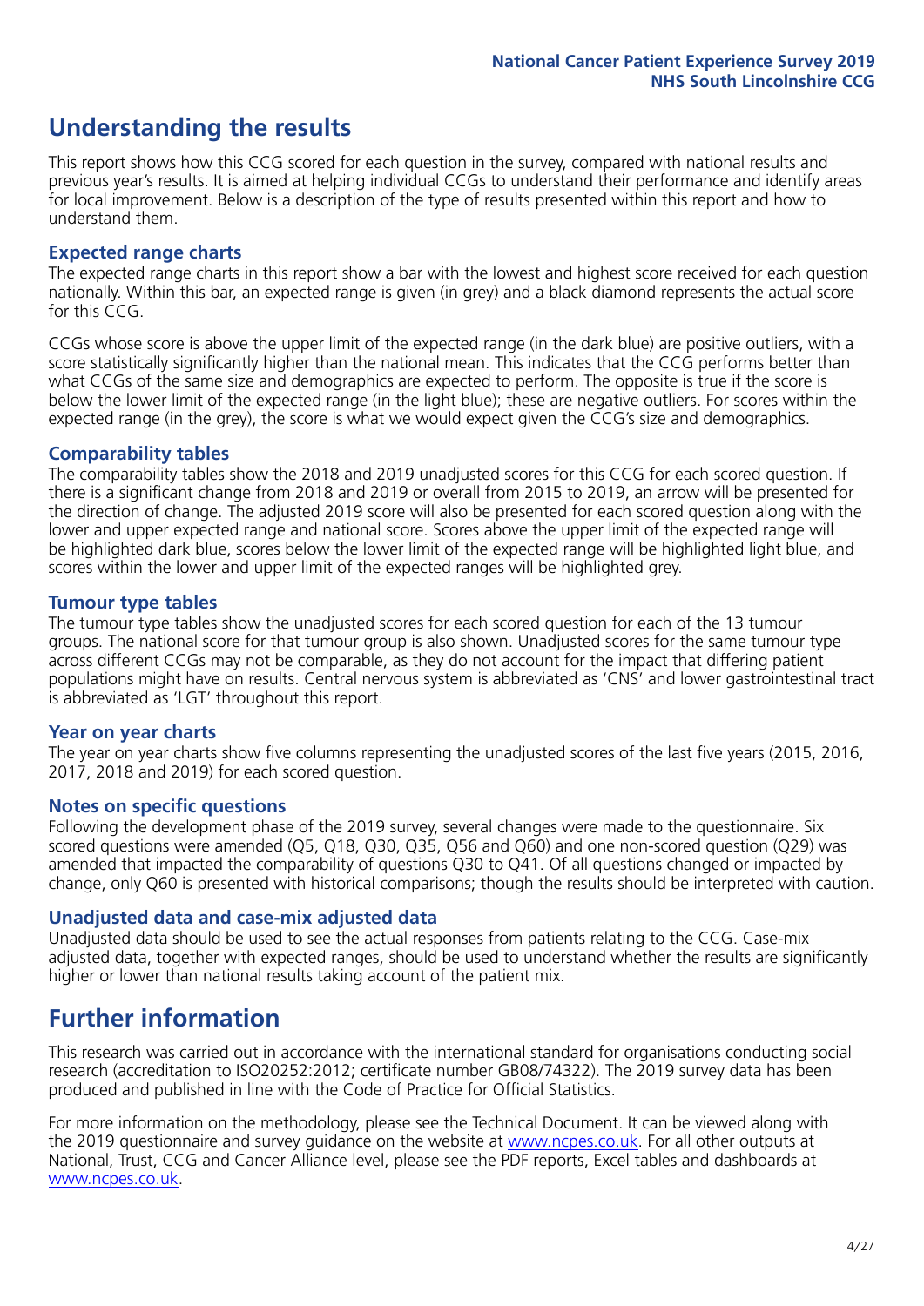# Understanding the results

This report shows how this CCG scored for each question in the survey, compared with national results and previous year's results. It is aimed at helping individual CCGs to understand their performance and identify areas for local improvement. Below is a description of the type of results presented within this report and how to understand them.

## Expected range charts

The expected range charts in this report show a bar with the lowest and highest score received for each question nationally. Within this bar, an expected range is given (in grey) and a black diamond represents the actual score for this CCG.

CCGs whose score is above the upper limit of the expected range (in the dark blue) are positive outliers, with a score statistically significantly higher than the national mean. This indicates that the CCG performs better than what CCGs of the same size and demographics are expected to perform. The opposite is true if the score is below the lower limit of the expected range (in the light blue); these are negative outliers. For scores within the expected range (in the grey), the score is what we would expect given the CCG's size and demographics.

## Comparability tables

The comparability tables show the 2018 and 2019 unadjusted scores for this CCG for each scored question. If there is a significant change from 2018 and 2019 or overall from 2015 to 2019, an arrow will be presented for the direction of change. The adjusted 2019 score will also be presented for each scored question along with the lower and upper expected range and national score. Scores above the upper limit of the expected range will be highlighted dark blue, scores below the lower limit of the expected range will be highlighted light blue, and scores within the lower and upper limit of the expected ranges will be highlighted grey.

## Tumour type tables

The tumour type tables show the unadjusted scores for each scored question for each of the 13 tumour groups. The national score for that tumour group is also shown. Unadjusted scores for the same tumour type across different CCGs may not be comparable, as they do not account for the impact that differing patient populations might have on results. Central nervous system is abbreviated as 'CNS' and lower gastrointestinal tract is abbreviated as 'LGT' throughout this report.

## Year on year charts

The year on year charts show five columns representing the unadjusted scores of the last five years (2015, 2016, 2017, 2018 and 2019) for each scored question.

## Notes on specific questions

Following the development phase of the 2019 survey, several changes were made to the questionnaire. Six scored questions were amended (Q5, Q18, Q30, Q35, Q56 and Q60) and one non-scored question (Q29) was amended that impacted the comparability of questions Q30 to Q41. Of all questions changed or impacted by change, only Q60 is presented with historical comparisons; though the results should be interpreted with caution.

## Unadjusted data and case-mix adjusted data

Unadjusted data should be used to see the actual responses from patients relating to the CCG. Case-mix adjusted data, together with expected ranges, should be used to understand whether the results are significantly higher or lower than national results taking account of the patient mix.

# Further information

This research was carried out in accordance with the international standard for organisations conducting social research (accreditation to ISO20252:2012; certificate number GB08/74322). The 2019 survey data has been produced and published in line with the Code of Practice for Official Statistics.

For more information on the methodology, please see the Technical Document. It can be viewed along with the 2019 questionnaire and survey guidance on the website at www.ncpes.co.uk. For all other outputs at National, Trust, CCG and Cancer Alliance level, please see the PDF reports, Excel tables and dashboards at www.ncpes.co.uk.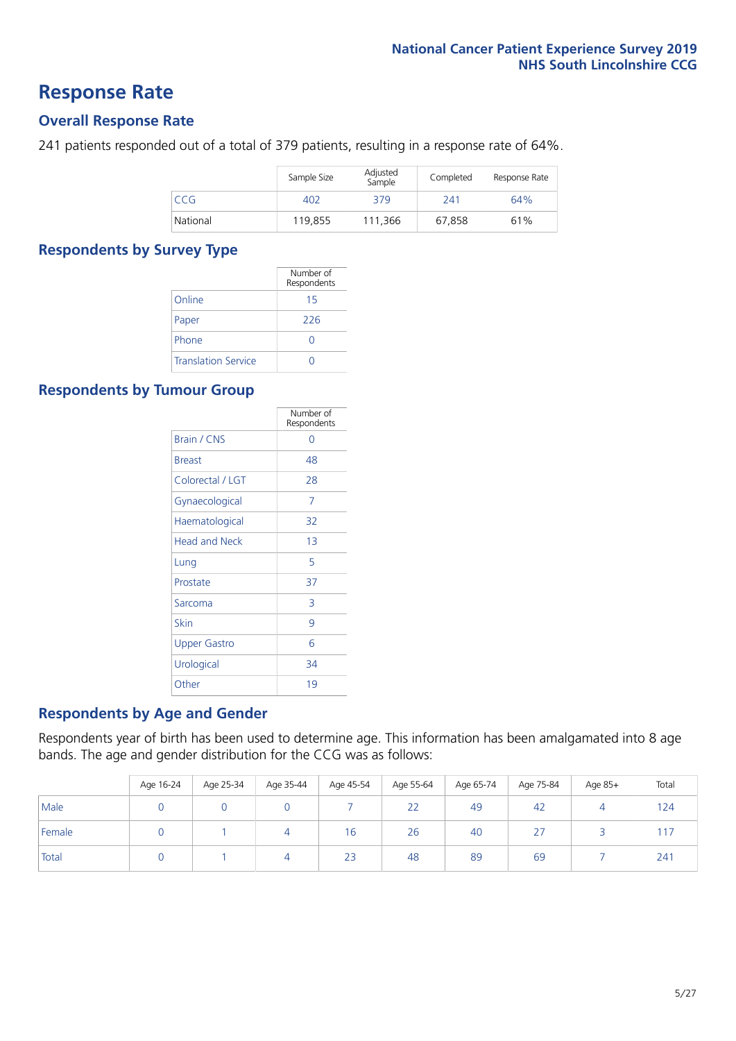# Response Rate

## Overall Response Rate

241 patients responded out of a total of 379 patients, resulting in a response rate of 64%.

| | Sample Size | Adjusted Sample | Completed | Response Rate |
|---|---|---|---|---|
| CCG | 402 | 379 | 241 | 64% |
| National | 119,855 | 111,366 | 67,858 | 61% |

## Respondents by Survey Type

| | Number of Respondents |
|---|---|
| Online | 15 |
| Paper | 226 |
| Phone | 0 |
| Translation Service | 0 |

## Respondents by Tumour Group

| | Number of Respondents |
|---|---|
| Brain / CNS | 0 |
| Breast | 48 |
| Colorectal / LGT | 28 |
| Gynaecological | 7 |
| Haematological | 32 |
| Head and Neck | 13 |
| Lung | 5 |
| Prostate | 37 |
| Sarcoma | 3 |
| Skin | 9 |
| Upper Gastro | 6 |
| Urological | 34 |
| Other | 19 |

## Respondents by Age and Gender

Respondents year of birth has been used to determine age. This information has been amalgamated into 8 age bands. The age and gender distribution for the CCG was as follows:

| | Age 16-24 | Age 25-34 | Age 35-44 | Age 45-54 | Age 55-64 | Age 65-74 | Age 75-84 | Age 85+ | Total |
|---|---|---|---|---|---|---|---|---|---|
| Male | 0 | 0 | 0 | 7 | 22 | 49 | 42 | 4 | 124 |
| Female | 0 | 1 | 4 | 16 | 26 | 40 | 27 | 3 | 117 |
| Total | 0 | 1 | 4 | 23 | 48 | 89 | 69 | 7 | 241 |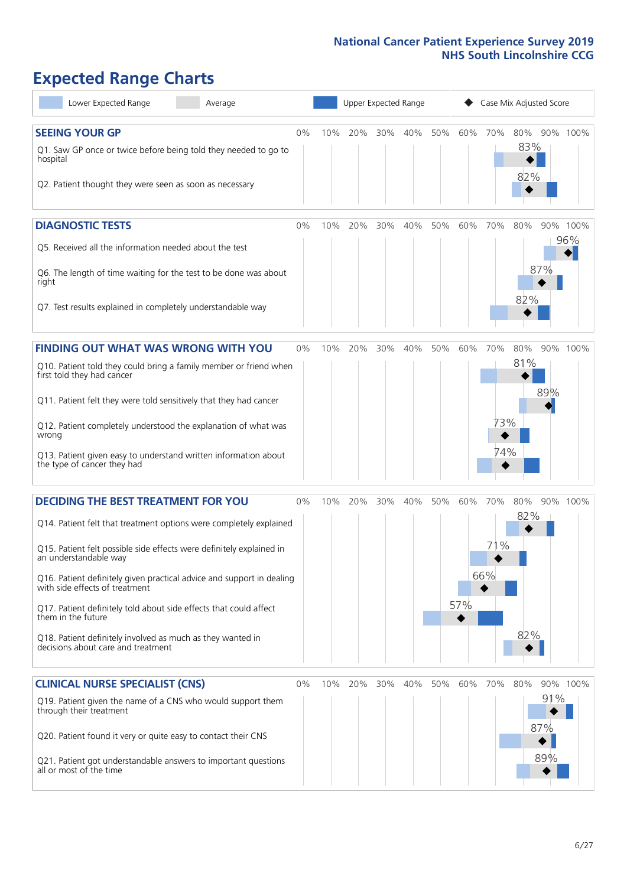# Expected Range Charts

Lower Expected Range | Average | Upper Expected Range | ◆ Case Mix Adjusted Score

## SEEING YOUR GP

| Question | Case Mix Adjusted Score |
| --- | --- |
| Q1. Saw GP once or twice before being told they needed to go to hospital | 83% |
| Q2. Patient thought they were seen as soon as necessary | 82% |

## DIAGNOSTIC TESTS

| Question | Case Mix Adjusted Score |
| --- | --- |
| Q5. Received all the information needed about the test | 96% |
| Q6. The length of time waiting for the test to be done was about right | 87% |
| Q7. Test results explained in completely understandable way | 82% |

## FINDING OUT WHAT WAS WRONG WITH YOU

| Question | Case Mix Adjusted Score |
| --- | --- |
| Q10. Patient told they could bring a family member or friend when first told they had cancer | 81% |
| Q11. Patient felt they were told sensitively that they had cancer | 89% |
| Q12. Patient completely understood the explanation of what was wrong | 73% |
| Q13. Patient given easy to understand written information about the type of cancer they had | 74% |

## DECIDING THE BEST TREATMENT FOR YOU

| Question | Case Mix Adjusted Score |
| --- | --- |
| Q14. Patient felt that treatment options were completely explained | 82% |
| Q15. Patient felt possible side effects were definitely explained in an understandable way | 71% |
| Q16. Patient definitely given practical advice and support in dealing with side effects of treatment | 66% |
| Q17. Patient definitely told about side effects that could affect them in the future | 57% |
| Q18. Patient definitely involved as much as they wanted in decisions about care and treatment | 82% |

## CLINICAL NURSE SPECIALIST (CNS)

| Question | Case Mix Adjusted Score |
| --- | --- |
| Q19. Patient given the name of a CNS who would support them through their treatment | 91% |
| Q20. Patient found it very or quite easy to contact their CNS | 87% |
| Q21. Patient got understandable answers to important questions all or most of the time | 89% |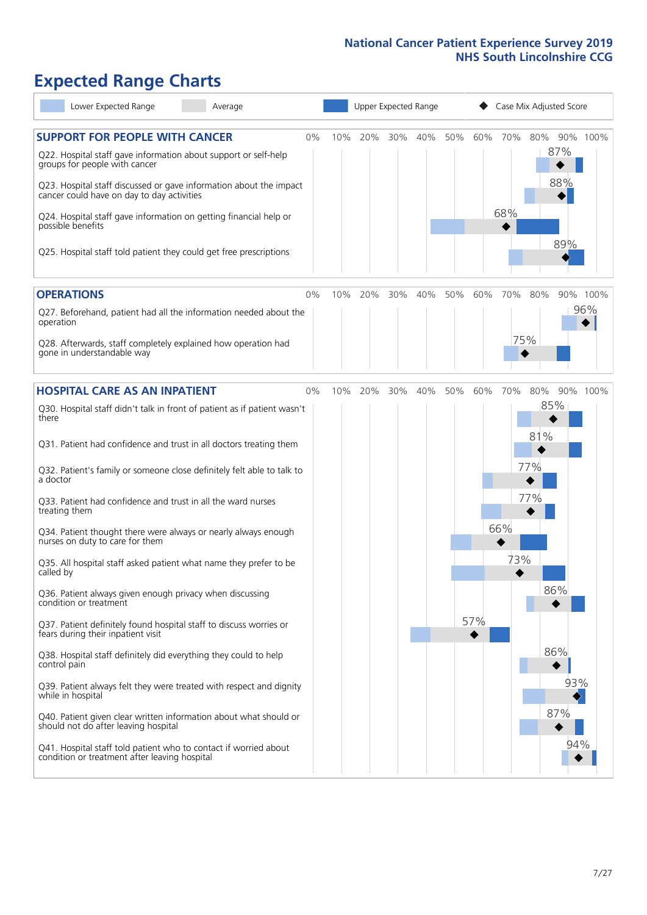# Expected Range Charts

Lower Expected Range | Average | Upper Expected Range | Case Mix Adjusted Score

## SUPPORT FOR PEOPLE WITH CANCER

| Question | Case Mix Adjusted Score |
|---|---|
| Q22. Hospital staff gave information about support or self-help groups for people with cancer | 87% |
| Q23. Hospital staff discussed or gave information about the impact cancer could have on day to day activities | 88% |
| Q24. Hospital staff gave information on getting financial help or possible benefits | 68% |
| Q25. Hospital staff told patient they could get free prescriptions | 89% |

## OPERATIONS

| Question | Case Mix Adjusted Score |
|---|---|
| Q27. Beforehand, patient had all the information needed about the operation | 96% |
| Q28. Afterwards, staff completely explained how operation had gone in understandable way | 75% |

## HOSPITAL CARE AS AN INPATIENT

| Question | Case Mix Adjusted Score |
|---|---|
| Q30. Hospital staff didn't talk in front of patient as if patient wasn't there | 85% |
| Q31. Patient had confidence and trust in all doctors treating them | 81% |
| Q32. Patient's family or someone close definitely felt able to talk to a doctor | 77% |
| Q33. Patient had confidence and trust in all the ward nurses treating them | 77% |
| Q34. Patient thought there were always or nearly always enough nurses on duty to care for them | 66% |
| Q35. All hospital staff asked patient what name they prefer to be called by | 73% |
| Q36. Patient always given enough privacy when discussing condition or treatment | 86% |
| Q37. Patient definitely found hospital staff to discuss worries or fears during their inpatient visit | 57% |
| Q38. Hospital staff definitely did everything they could to help control pain | 86% |
| Q39. Patient always felt they were treated with respect and dignity while in hospital | 93% |
| Q40. Patient given clear written information about what should or should not do after leaving hospital | 87% |
| Q41. Hospital staff told patient who to contact if worried about condition or treatment after leaving hospital | 94% |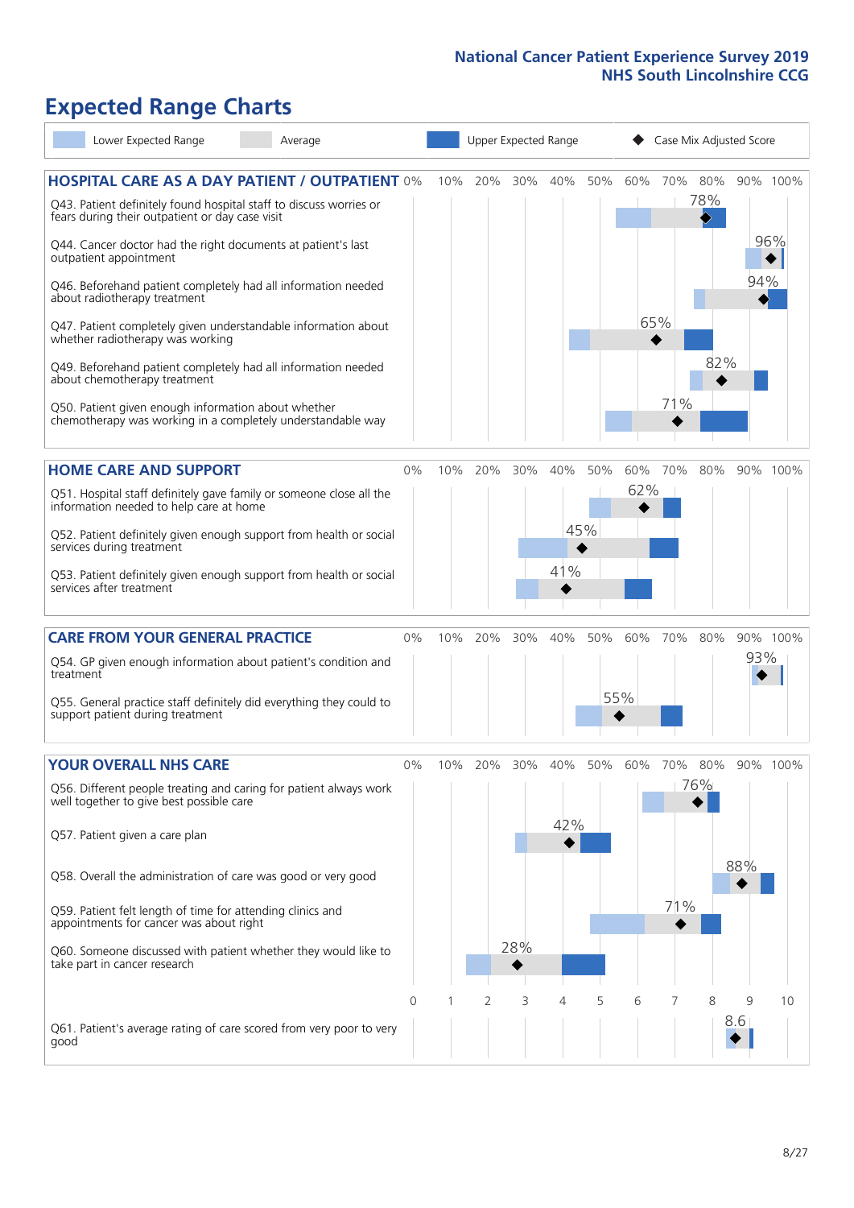# Expected Range Charts

Lower Expected Range | Average | Upper Expected Range | Case Mix Adjusted Score

## HOSPITAL CARE AS A DAY PATIENT / OUTPATIENT

| Question | Case Mix Adjusted Score |
|---|---|
| Q43. Patient definitely found hospital staff to discuss worries or fears during their outpatient or day case visit | 78% |
| Q44. Cancer doctor had the right documents at patient's last outpatient appointment | 96% |
| Q46. Beforehand patient completely had all information needed about radiotherapy treatment | 94% |
| Q47. Patient completely given understandable information about whether radiotherapy was working | 65% |
| Q49. Beforehand patient completely had all information needed about chemotherapy treatment | 82% |
| Q50. Patient given enough information about whether chemotherapy was working in a completely understandable way | 71% |

## HOME CARE AND SUPPORT

| Question | Case Mix Adjusted Score |
|---|---|
| Q51. Hospital staff definitely gave family or someone close all the information needed to help care at home | 62% |
| Q52. Patient definitely given enough support from health or social services during treatment | 45% |
| Q53. Patient definitely given enough support from health or social services after treatment | 41% |

## CARE FROM YOUR GENERAL PRACTICE

| Question | Case Mix Adjusted Score |
|---|---|
| Q54. GP given enough information about patient's condition and treatment | 93% |
| Q55. General practice staff definitely did everything they could to support patient during treatment | 55% |

## YOUR OVERALL NHS CARE

| Question | Case Mix Adjusted Score |
|---|---|
| Q56. Different people treating and caring for patient always work well together to give best possible care | 76% |
| Q57. Patient given a care plan | 42% |
| Q58. Overall the administration of care was good or very good | 88% |
| Q59. Patient felt length of time for attending clinics and appointments for cancer was about right | 71% |
| Q60. Someone discussed with patient whether they would like to take part in cancer research | 28% |
| Q61. Patient's average rating of care scored from very poor to very good | 8.6 |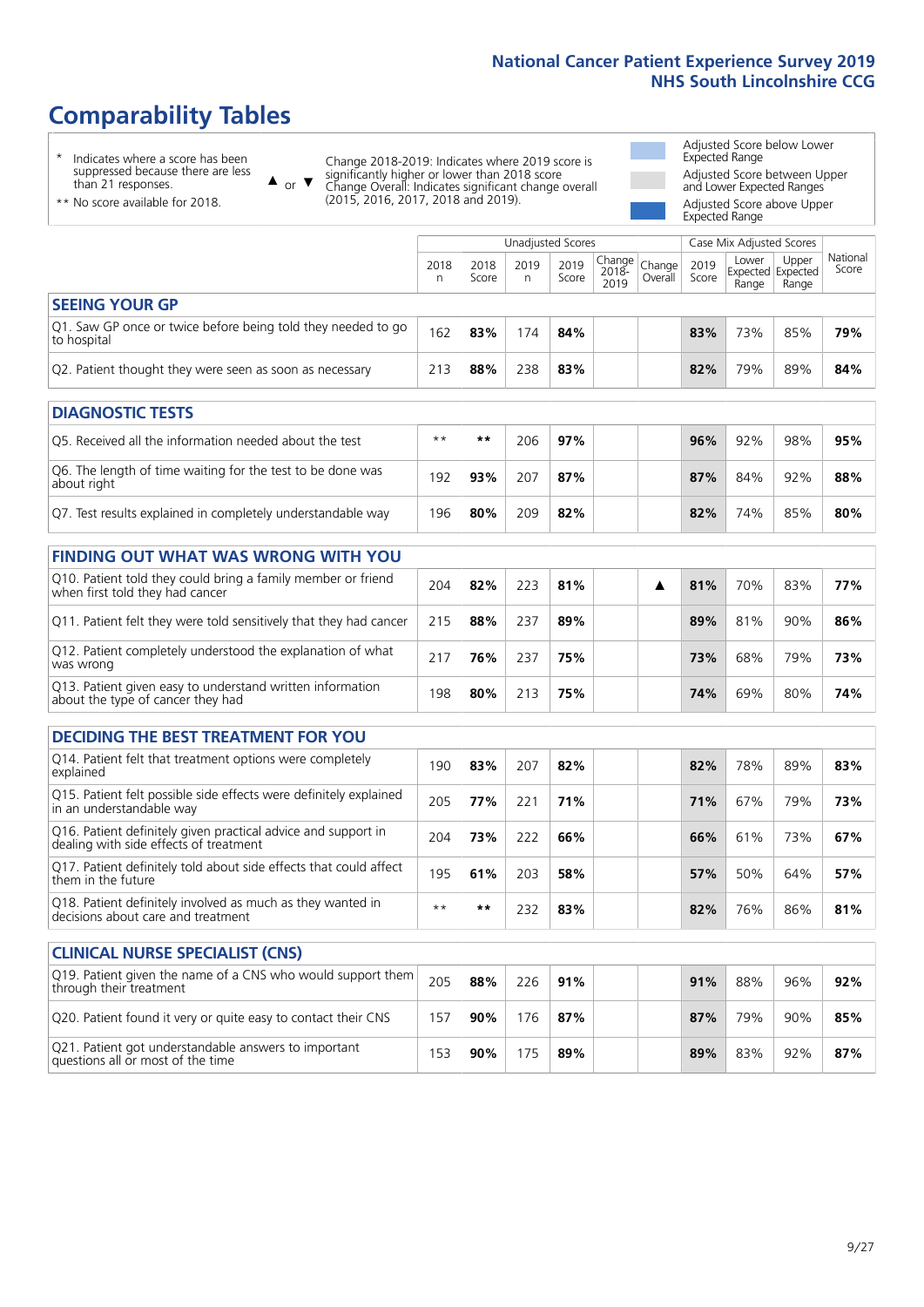# Comparability Tables

\* Indicates where a score has been suppressed because there are less than 21 responses.

\*\* No score available for 2018.

▲ or ▼ Change 2018-2019: Indicates where 2019 score is significantly higher or lower than 2018 score. Change Overall: Indicates significant change overall (2015, 2016, 2017, 2018 and 2019).

Adjusted Score below Lower Expected Range

Adjusted Score between Upper and Lower Expected Ranges

Adjusted Score above Upper Expected Range

| | Unadjusted Scores | | | | | | Case Mix Adjusted Scores | | | |
|---|---|---|---|---|---|---|---|---|---|---|
| | 2018 n | 2018 Score | 2019 n | 2019 Score | Change 2018-2019 | Change Overall | 2019 Score | Lower Expected Range | Upper Expected Range | National Score |
| **SEEING YOUR GP** | | | | | | | | | | |
| Q1. Saw GP once or twice before being told they needed to go to hospital | 162 | **83%** | 174 | **84%** | | | **83%** | 73% | 85% | **79%** |
| Q2. Patient thought they were seen as soon as necessary | 213 | **88%** | 238 | **83%** | | | **82%** | 79% | 89% | **84%** |
| **DIAGNOSTIC TESTS** | | | | | | | | | | |
| Q5. Received all the information needed about the test | ** | ** | 206 | **97%** | | | **96%** | 92% | 98% | **95%** |
| Q6. The length of time waiting for the test to be done was about right | 192 | **93%** | 207 | **87%** | | | **87%** | 84% | 92% | **88%** |
| Q7. Test results explained in completely understandable way | 196 | **80%** | 209 | **82%** | | | **82%** | 74% | 85% | **80%** |
| **FINDING OUT WHAT WAS WRONG WITH YOU** | | | | | | | | | | |
| Q10. Patient told they could bring a family member or friend when first told they had cancer | 204 | **82%** | 223 | **81%** | | ▲ | **81%** | 70% | 83% | **77%** |
| Q11. Patient felt they were told sensitively that they had cancer | 215 | **88%** | 237 | **89%** | | | **89%** | 81% | 90% | **86%** |
| Q12. Patient completely understood the explanation of what was wrong | 217 | **76%** | 237 | **75%** | | | **73%** | 68% | 79% | **73%** |
| Q13. Patient given easy to understand written information about the type of cancer they had | 198 | **80%** | 213 | **75%** | | | **74%** | 69% | 80% | **74%** |
| **DECIDING THE BEST TREATMENT FOR YOU** | | | | | | | | | | |
| Q14. Patient felt that treatment options were completely explained | 190 | **83%** | 207 | **82%** | | | **82%** | 78% | 89% | **83%** |
| Q15. Patient felt possible side effects were definitely explained in an understandable way | 205 | **77%** | 221 | **71%** | | | **71%** | 67% | 79% | **73%** |
| Q16. Patient definitely given practical advice and support in dealing with side effects of treatment | 204 | **73%** | 222 | **66%** | | | **66%** | 61% | 73% | **67%** |
| Q17. Patient definitely told about side effects that could affect them in the future | 195 | **61%** | 203 | **58%** | | | **57%** | 50% | 64% | **57%** |
| Q18. Patient definitely involved as much as they wanted in decisions about care and treatment | ** | ** | 232 | **83%** | | | **82%** | 76% | 86% | **81%** |
| **CLINICAL NURSE SPECIALIST (CNS)** | | | | | | | | | | |
| Q19. Patient given the name of a CNS who would support them through their treatment | 205 | **88%** | 226 | **91%** | | | **91%** | 88% | 96% | **92%** |
| Q20. Patient found it very or quite easy to contact their CNS | 157 | **90%** | 176 | **87%** | | | **87%** | 79% | 90% | **85%** |
| Q21. Patient got understandable answers to important questions all or most of the time | 153 | **90%** | 175 | **89%** | | | **89%** | 83% | 92% | **87%** |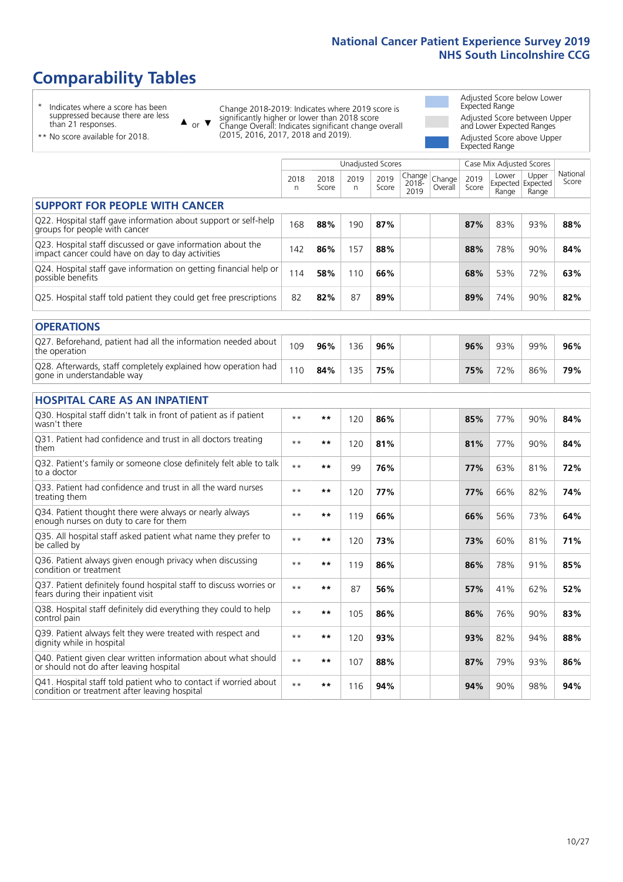# Comparability Tables

- \* Indicates where a score has been suppressed because there are less than 21 responses.
- \*\* No score available for 2018.

▲ or ▼ Change 2018-2019: Indicates where 2019 score is significantly higher or lower than 2018 score. Change Overall: Indicates significant change overall (2015, 2016, 2017, 2018 and 2019).

- Adjusted Score below Lower Expected Range
- Adjusted Score between Upper and Lower Expected Ranges
- Adjusted Score above Upper Expected Range

| | Unadjusted Scores | | | | | | Case Mix Adjusted Scores | | | |
|---|---|---|---|---|---|---|---|---|---|---|
| | 2018 n | 2018 Score | 2019 n | 2019 Score | Change 2018-2019 | Change Overall | 2019 Score | Lower Expected Range | Upper Expected Range | National Score |
| **SUPPORT FOR PEOPLE WITH CANCER** | | | | | | | | | | |
| Q22. Hospital staff gave information about support or self-help groups for people with cancer | 168 | **88%** | 190 | **87%** | | | **87%** | 83% | 93% | **88%** |
| Q23. Hospital staff discussed or gave information about the impact cancer could have on day to day activities | 142 | **86%** | 157 | **88%** | | | **88%** | 78% | 90% | **84%** |
| Q24. Hospital staff gave information on getting financial help or possible benefits | 114 | **58%** | 110 | **66%** | | | **68%** | 53% | 72% | **63%** |
| Q25. Hospital staff told patient they could get free prescriptions | 82 | **82%** | 87 | **89%** | | | **89%** | 74% | 90% | **82%** |
| **OPERATIONS** | | | | | | | | | | |
| Q27. Beforehand, patient had all the information needed about the operation | 109 | **96%** | 136 | **96%** | | | **96%** | 93% | 99% | **96%** |
| Q28. Afterwards, staff completely explained how operation had gone in understandable way | 110 | **84%** | 135 | **75%** | | | **75%** | 72% | 86% | **79%** |
| **HOSPITAL CARE AS AN INPATIENT** | | | | | | | | | | |
| Q30. Hospital staff didn't talk in front of patient as if patient wasn't there | ** | ** | 120 | **86%** | | | **85%** | 77% | 90% | **84%** |
| Q31. Patient had confidence and trust in all doctors treating them | ** | ** | 120 | **81%** | | | **81%** | 77% | 90% | **84%** |
| Q32. Patient's family or someone close definitely felt able to talk to a doctor | ** | ** | 99 | **76%** | | | **77%** | 63% | 81% | **72%** |
| Q33. Patient had confidence and trust in all the ward nurses treating them | ** | ** | 120 | **77%** | | | **77%** | 66% | 82% | **74%** |
| Q34. Patient thought there were always or nearly always enough nurses on duty to care for them | ** | ** | 119 | **66%** | | | **66%** | 56% | 73% | **64%** |
| Q35. All hospital staff asked patient what name they prefer to be called by | ** | ** | 120 | **73%** | | | **73%** | 60% | 81% | **71%** |
| Q36. Patient always given enough privacy when discussing condition or treatment | ** | ** | 119 | **86%** | | | **86%** | 78% | 91% | **85%** |
| Q37. Patient definitely found hospital staff to discuss worries or fears during their inpatient visit | ** | ** | 87 | **56%** | | | **57%** | 41% | 62% | **52%** |
| Q38. Hospital staff definitely did everything they could to help control pain | ** | ** | 105 | **86%** | | | **86%** | 76% | 90% | **83%** |
| Q39. Patient always felt they were treated with respect and dignity while in hospital | ** | ** | 120 | **93%** | | | **93%** | 82% | 94% | **88%** |
| Q40. Patient given clear written information about what should or should not do after leaving hospital | ** | ** | 107 | **88%** | | | **87%** | 79% | 93% | **86%** |
| Q41. Hospital staff told patient who to contact if worried about condition or treatment after leaving hospital | ** | ** | 116 | **94%** | | | **94%** | 90% | 98% | **94%** |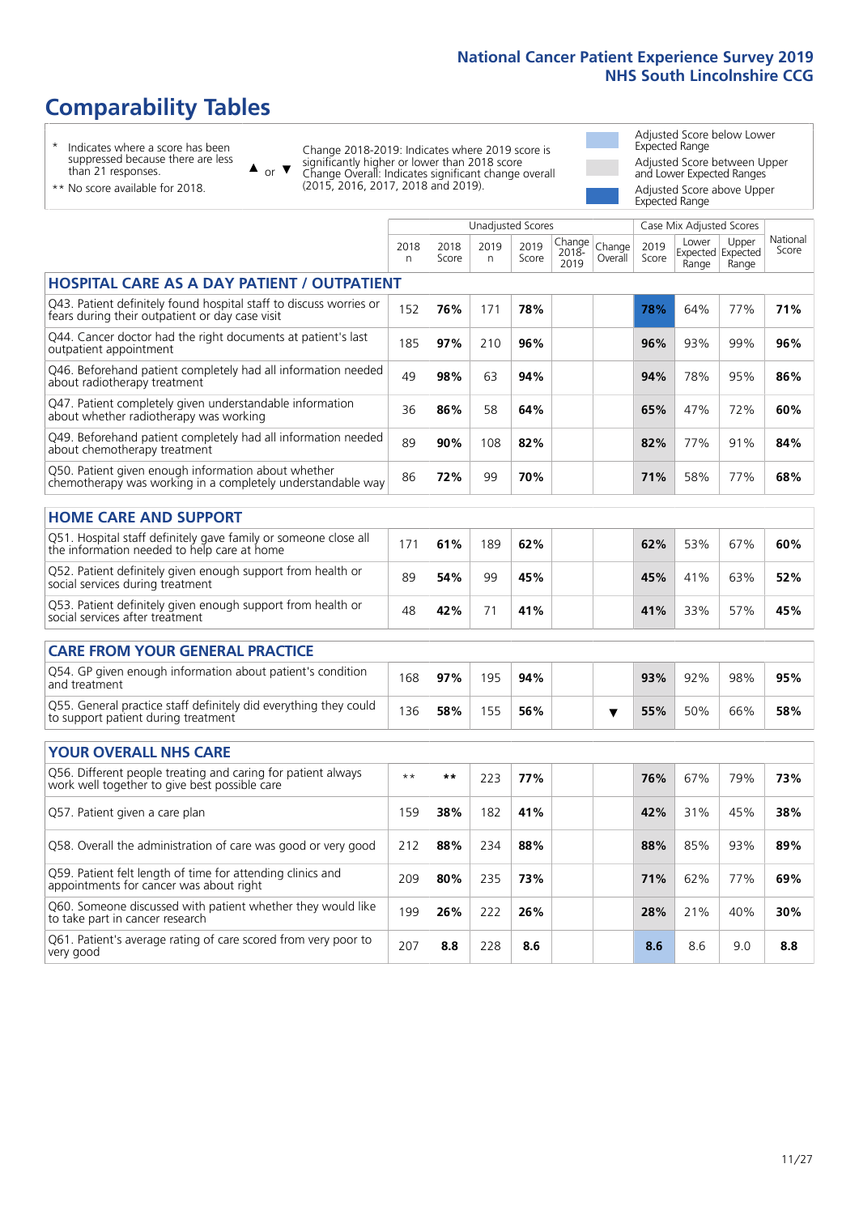# Comparability Tables

\* Indicates where a score has been suppressed because there are less than 21 responses.

\*\* No score available for 2018.

▲ or ▼ Change 2018-2019: Indicates where 2019 score is significantly higher or lower than 2018 score. Change Overall: Indicates significant change overall (2015, 2016, 2017, 2018 and 2019).

Adjusted Score below Lower Expected Range

Adjusted Score between Upper and Lower Expected Ranges

Adjusted Score above Upper Expected Range

| | Unadjusted Scores | | | | | | Case Mix Adjusted Scores | | | |
|---|---|---|---|---|---|---|---|---|---|---|
| | 2018 n | 2018 Score | 2019 n | 2019 Score | Change 2018-2019 | Change Overall | 2019 Score | Lower Expected Range | Upper Expected Range | National Score |
| **HOSPITAL CARE AS A DAY PATIENT / OUTPATIENT** | | | | | | | | | | |
| Q43. Patient definitely found hospital staff to discuss worries or fears during their outpatient or day case visit | 152 | 76% | 171 | 78% | | | 78% | 64% | 77% | 71% |
| Q44. Cancer doctor had the right documents at patient's last outpatient appointment | 185 | 97% | 210 | 96% | | | 96% | 93% | 99% | 96% |
| Q46. Beforehand patient completely had all information needed about radiotherapy treatment | 49 | 98% | 63 | 94% | | | 94% | 78% | 95% | 86% |
| Q47. Patient completely given understandable information about whether radiotherapy was working | 36 | 86% | 58 | 64% | | | 65% | 47% | 72% | 60% |
| Q49. Beforehand patient completely had all information needed about chemotherapy treatment | 89 | 90% | 108 | 82% | | | 82% | 77% | 91% | 84% |
| Q50. Patient given enough information about whether chemotherapy was working in a completely understandable way | 86 | 72% | 99 | 70% | | | 71% | 58% | 77% | 68% |
| **HOME CARE AND SUPPORT** | | | | | | | | | | |
| Q51. Hospital staff definitely gave family or someone close all the information needed to help care at home | 171 | 61% | 189 | 62% | | | 62% | 53% | 67% | 60% |
| Q52. Patient definitely given enough support from health or social services during treatment | 89 | 54% | 99 | 45% | | | 45% | 41% | 63% | 52% |
| Q53. Patient definitely given enough support from health or social services after treatment | 48 | 42% | 71 | 41% | | | 41% | 33% | 57% | 45% |
| **CARE FROM YOUR GENERAL PRACTICE** | | | | | | | | | | |
| Q54. GP given enough information about patient's condition and treatment | 168 | 97% | 195 | 94% | | | 93% | 92% | 98% | 95% |
| Q55. General practice staff definitely did everything they could to support patient during treatment | 136 | 58% | 155 | 56% | | ▼ | 55% | 50% | 66% | 58% |
| **YOUR OVERALL NHS CARE** | | | | | | | | | | |
| Q56. Different people treating and caring for patient always work well together to give best possible care | ** | ** | 223 | 77% | | | 76% | 67% | 79% | 73% |
| Q57. Patient given a care plan | 159 | 38% | 182 | 41% | | | 42% | 31% | 45% | 38% |
| Q58. Overall the administration of care was good or very good | 212 | 88% | 234 | 88% | | | 88% | 85% | 93% | 89% |
| Q59. Patient felt length of time for attending clinics and appointments for cancer was about right | 209 | 80% | 235 | 73% | | | 71% | 62% | 77% | 69% |
| Q60. Someone discussed with patient whether they would like to take part in cancer research | 199 | 26% | 222 | 26% | | | 28% | 21% | 40% | 30% |
| Q61. Patient's average rating of care scored from very poor to very good | 207 | 8.8 | 228 | 8.6 | | | 8.6 | 8.6 | 9.0 | 8.8 |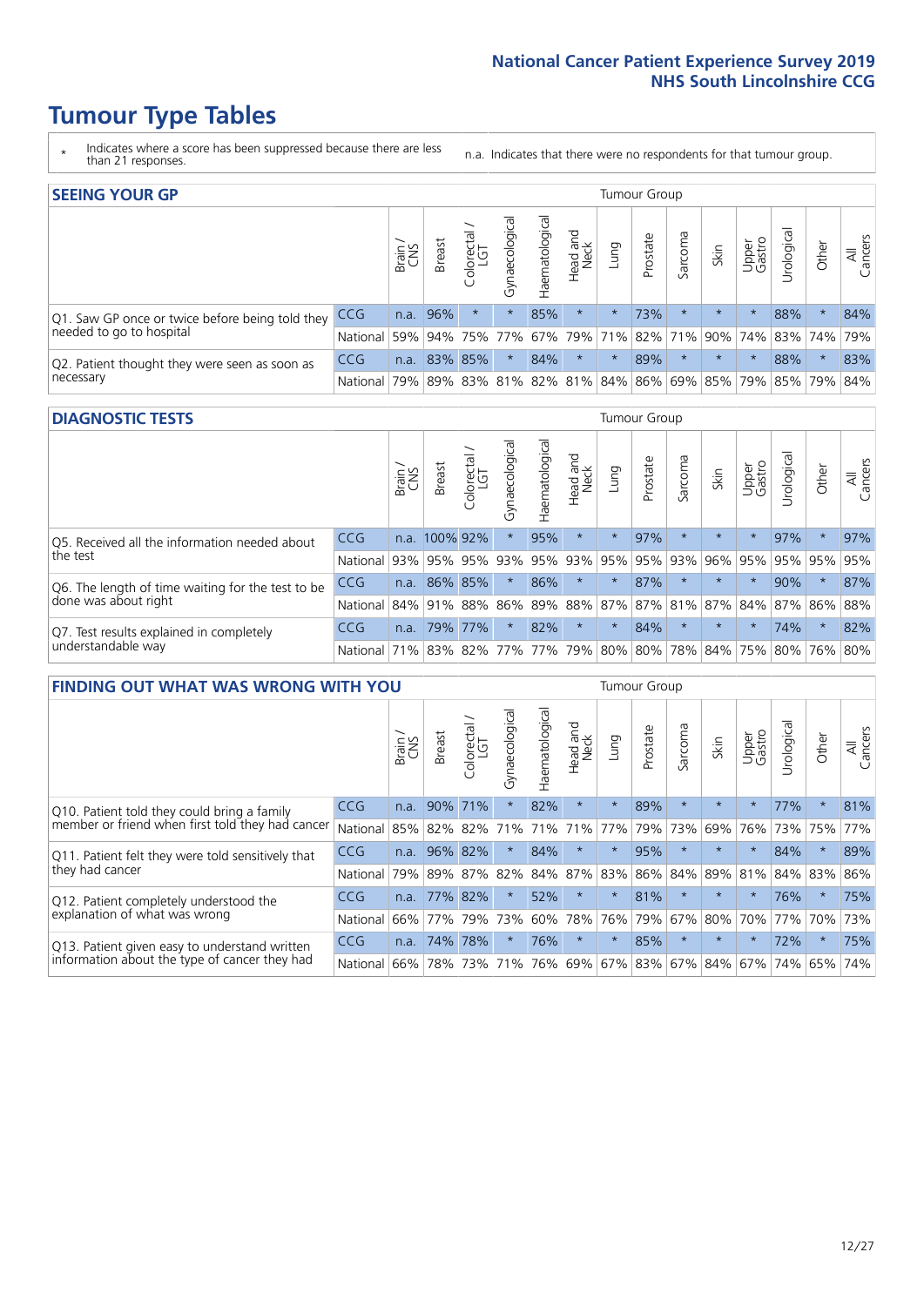# Tumour Type Tables

\* Indicates where a score has been suppressed because there are less than 21 responses.

n.a. Indicates that there were no respondents for that tumour group.

## SEEING YOUR GP

| | | Brain / CNS | Breast | Colorectal / LGT | Gynaecological | Haematological | Head and Neck | Lung | Prostate | Sarcoma | Skin | Upper Gastro | Urological | Other | All Cancers |
|---|---|---|---|---|---|---|---|---|---|---|---|---|---|---|---|
| Q1. Saw GP once or twice before being told they needed to go to hospital | CCG | n.a. | 96% | * | * | 85% | * | * | 73% | * | * | * | 88% | * | 84% |
| | National | 59% | 94% | 75% | 77% | 67% | 79% | 71% | 82% | 71% | 90% | 74% | 83% | 74% | 79% |
| Q2. Patient thought they were seen as soon as necessary | CCG | n.a. | 83% | 85% | * | 84% | * | * | 89% | * | * | * | 88% | * | 83% |
| | National | 79% | 89% | 83% | 81% | 82% | 81% | 84% | 86% | 69% | 85% | 79% | 85% | 79% | 84% |

## DIAGNOSTIC TESTS

| | | Brain / CNS | Breast | Colorectal / LGT | Gynaecological | Haematological | Head and Neck | Lung | Prostate | Sarcoma | Skin | Upper Gastro | Urological | Other | All Cancers |
|---|---|---|---|---|---|---|---|---|---|---|---|---|---|---|---|
| Q5. Received all the information needed about the test | CCG | n.a. | 100% | 92% | * | 95% | * | * | 97% | * | * | * | 97% | * | 97% |
| | National | 93% | 95% | 95% | 93% | 95% | 93% | 95% | 95% | 93% | 96% | 95% | 95% | 95% | 95% |
| Q6. The length of time waiting for the test to be done was about right | CCG | n.a. | 86% | 85% | * | 86% | * | * | 87% | * | * | * | 90% | * | 87% |
| | National | 84% | 91% | 88% | 86% | 89% | 88% | 87% | 87% | 81% | 87% | 84% | 87% | 86% | 88% |
| Q7. Test results explained in completely understandable way | CCG | n.a. | 79% | 77% | * | 82% | * | * | 84% | * | * | * | 74% | * | 82% |
| | National | 71% | 83% | 82% | 77% | 77% | 79% | 80% | 80% | 78% | 84% | 75% | 80% | 76% | 80% |

## FINDING OUT WHAT WAS WRONG WITH YOU

| | | Brain / CNS | Breast | Colorectal / LGT | Gynaecological | Haematological | Head and Neck | Lung | Prostate | Sarcoma | Skin | Upper Gastro | Urological | Other | All Cancers |
|---|---|---|---|---|---|---|---|---|---|---|---|---|---|---|---|
| Q10. Patient told they could bring a family member or friend when first told they had cancer | CCG | n.a. | 90% | 71% | * | 82% | * | * | 89% | * | * | * | 77% | * | 81% |
| | National | 85% | 82% | 82% | 71% | 71% | 71% | 77% | 79% | 73% | 69% | 76% | 73% | 75% | 77% |
| Q11. Patient felt they were told sensitively that they had cancer | CCG | n.a. | 96% | 82% | * | 84% | * | * | 95% | * | * | * | 84% | * | 89% |
| | National | 79% | 89% | 87% | 82% | 84% | 87% | 83% | 86% | 84% | 89% | 81% | 84% | 83% | 86% |
| Q12. Patient completely understood the explanation of what was wrong | CCG | n.a. | 77% | 82% | * | 52% | * | * | 81% | * | * | * | 76% | * | 75% |
| | National | 66% | 77% | 79% | 73% | 60% | 78% | 76% | 79% | 67% | 80% | 70% | 77% | 70% | 73% |
| Q13. Patient given easy to understand written information about the type of cancer they had | CCG | n.a. | 74% | 78% | * | 76% | * | * | 85% | * | * | * | 72% | * | 75% |
| | National | 66% | 78% | 73% | 71% | 76% | 69% | 67% | 83% | 67% | 84% | 67% | 74% | 65% | 74% |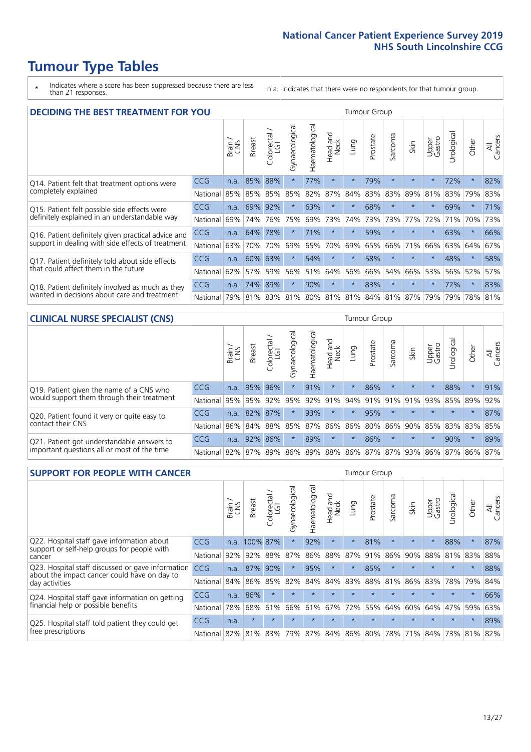# Tumour Type Tables

\* Indicates where a score has been suppressed because there are less than 21 responses.

n.a. Indicates that there were no respondents for that tumour group.

## DECIDING THE BEST TREATMENT FOR YOU

| | | Brain / CNS | Breast | Colorectal / LGT | Gynaecological | Haematological | Head and Neck | Lung | Prostate | Sarcoma | Skin | Upper Gastro | Urological | Other | All Cancers |
|---|---|---|---|---|---|---|---|---|---|---|---|---|---|---|---|
| Q14. Patient felt that treatment options were completely explained | CCG | n.a. | 85% | 88% | * | 77% | * | * | 79% | * | * | * | 72% | * | 82% |
| | National | 85% | 85% | 85% | 85% | 82% | 87% | 84% | 83% | 83% | 89% | 81% | 83% | 79% | 83% |
| Q15. Patient felt possible side effects were definitely explained in an understandable way | CCG | n.a. | 69% | 92% | * | 63% | * | * | 68% | * | * | * | 69% | * | 71% |
| | National | 69% | 74% | 76% | 75% | 69% | 73% | 74% | 73% | 73% | 77% | 72% | 71% | 70% | 73% |
| Q16. Patient definitely given practical advice and support in dealing with side effects of treatment | CCG | n.a. | 64% | 78% | * | 71% | * | * | 59% | * | * | * | 63% | * | 66% |
| | National | 63% | 70% | 70% | 69% | 65% | 70% | 69% | 65% | 66% | 71% | 66% | 63% | 64% | 67% |
| Q17. Patient definitely told about side effects that could affect them in the future | CCG | n.a. | 60% | 63% | * | 54% | * | * | 58% | * | * | * | 48% | * | 58% |
| | National | 62% | 57% | 59% | 56% | 51% | 64% | 56% | 66% | 54% | 66% | 53% | 56% | 52% | 57% |
| Q18. Patient definitely involved as much as they wanted in decisions about care and treatment | CCG | n.a. | 74% | 89% | * | 90% | * | * | 83% | * | * | * | 72% | * | 83% |
| | National | 79% | 81% | 83% | 81% | 80% | 81% | 81% | 84% | 81% | 87% | 79% | 79% | 78% | 81% |

## CLINICAL NURSE SPECIALIST (CNS)

| | | Brain / CNS | Breast | Colorectal / LGT | Gynaecological | Haematological | Head and Neck | Lung | Prostate | Sarcoma | Skin | Upper Gastro | Urological | Other | All Cancers |
|---|---|---|---|---|---|---|---|---|---|---|---|---|---|---|---|
| Q19. Patient given the name of a CNS who would support them through their treatment | CCG | n.a. | 95% | 96% | * | 91% | * | * | 86% | * | * | * | 88% | * | 91% |
| | National | 95% | 95% | 92% | 95% | 92% | 91% | 94% | 91% | 91% | 91% | 93% | 85% | 89% | 92% |
| Q20. Patient found it very or quite easy to contact their CNS | CCG | n.a. | 82% | 87% | * | 93% | * | * | 95% | * | * | * | * | * | 87% |
| | National | 86% | 84% | 88% | 85% | 87% | 86% | 86% | 80% | 86% | 90% | 85% | 83% | 83% | 85% |
| Q21. Patient got understandable answers to important questions all or most of the time | CCG | n.a. | 92% | 86% | * | 89% | * | * | 86% | * | * | * | 90% | * | 89% |
| | National | 82% | 87% | 89% | 86% | 89% | 88% | 86% | 87% | 87% | 93% | 86% | 87% | 86% | 87% |

## SUPPORT FOR PEOPLE WITH CANCER

| | | Brain / CNS | Breast | Colorectal / LGT | Gynaecological | Haematological | Head and Neck | Lung | Prostate | Sarcoma | Skin | Upper Gastro | Urological | Other | All Cancers |
|---|---|---|---|---|---|---|---|---|---|---|---|---|---|---|---|
| Q22. Hospital staff gave information about support or self-help groups for people with cancer | CCG | n.a. | 100% | 87% | * | 92% | * | * | 81% | * | * | * | 88% | * | 87% |
| | National | 92% | 92% | 88% | 87% | 86% | 88% | 87% | 91% | 86% | 90% | 88% | 81% | 83% | 88% |
| Q23. Hospital staff discussed or gave information about the impact cancer could have on day to day activities | CCG | n.a. | 87% | 90% | * | 95% | * | * | 85% | * | * | * | * | * | 88% |
| | National | 84% | 86% | 85% | 82% | 84% | 84% | 83% | 88% | 81% | 86% | 83% | 78% | 79% | 84% |
| Q24. Hospital staff gave information on getting financial help or possible benefits | CCG | n.a. | 86% | * | * | * | * | * | * | * | * | * | * | * | 66% |
| | National | 78% | 68% | 61% | 66% | 61% | 67% | 72% | 55% | 64% | 60% | 64% | 47% | 59% | 63% |
| Q25. Hospital staff told patient they could get free prescriptions | CCG | n.a. | * | * | * | * | * | * | * | * | * | * | * | * | 89% |
| | National | 82% | 81% | 83% | 79% | 87% | 84% | 86% | 80% | 78% | 71% | 84% | 73% | 81% | 82% |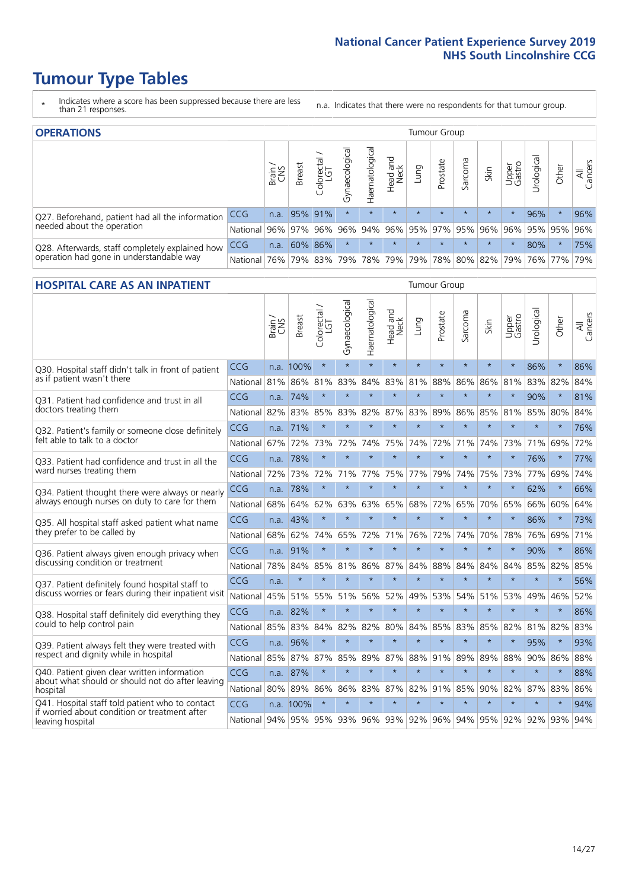# Tumour Type Tables

\* Indicates where a score has been suppressed because there are less than 21 responses.

n.a. Indicates that there were no respondents for that tumour group.

## OPERATIONS

| | | Brain / CNS | Breast | Colorectal / LGT | Gynaecological | Haematological | Head and Neck | Lung | Prostate | Sarcoma | Skin | Upper Gastro | Urological | Other | All Cancers |
|---|---|---|---|---|---|---|---|---|---|---|---|---|---|---|---|
| Q27. Beforehand, patient had all the information needed about the operation | CCG | n.a. | 95% | 91% | * | * | * | * | * | * | * | * | 96% | * | 96% |
| | National | 96% | 97% | 96% | 96% | 94% | 96% | 95% | 97% | 95% | 96% | 96% | 95% | 95% | 96% |
| Q28. Afterwards, staff completely explained how operation had gone in understandable way | CCG | n.a. | 60% | 86% | * | * | * | * | * | * | * | * | 80% | * | 75% |
| | National | 76% | 79% | 83% | 79% | 78% | 79% | 79% | 78% | 80% | 82% | 79% | 76% | 77% | 79% |

## HOSPITAL CARE AS AN INPATIENT

| | | Brain / CNS | Breast | Colorectal / LGT | Gynaecological | Haematological | Head and Neck | Lung | Prostate | Sarcoma | Skin | Upper Gastro | Urological | Other | All Cancers |
|---|---|---|---|---|---|---|---|---|---|---|---|---|---|---|---|
| Q30. Hospital staff didn't talk in front of patient as if patient wasn't there | CCG | n.a. | 100% | * | * | * | * | * | * | * | * | * | 86% | * | 86% |
| | National | 81% | 86% | 81% | 83% | 84% | 83% | 81% | 88% | 86% | 86% | 81% | 83% | 82% | 84% |
| Q31. Patient had confidence and trust in all doctors treating them | CCG | n.a. | 74% | * | * | * | * | * | * | * | * | * | 90% | * | 81% |
| | National | 82% | 83% | 85% | 83% | 82% | 87% | 83% | 89% | 86% | 85% | 81% | 85% | 80% | 84% |
| Q32. Patient's family or someone close definitely felt able to talk to a doctor | CCG | n.a. | 71% | * | * | * | * | * | * | * | * | * | * | * | 76% |
| | National | 67% | 72% | 73% | 72% | 74% | 75% | 74% | 72% | 71% | 74% | 73% | 71% | 69% | 72% |
| Q33. Patient had confidence and trust in all the ward nurses treating them | CCG | n.a. | 78% | * | * | * | * | * | * | * | * | * | 76% | * | 77% |
| | National | 72% | 73% | 72% | 71% | 77% | 75% | 77% | 79% | 74% | 75% | 73% | 77% | 69% | 74% |
| Q34. Patient thought there were always or nearly always enough nurses on duty to care for them | CCG | n.a. | 78% | * | * | * | * | * | * | * | * | * | 62% | * | 66% |
| | National | 68% | 64% | 62% | 63% | 63% | 65% | 68% | 72% | 65% | 70% | 65% | 66% | 60% | 64% |
| Q35. All hospital staff asked patient what name they prefer to be called by | CCG | n.a. | 43% | * | * | * | * | * | * | * | * | * | 86% | * | 73% |
| | National | 68% | 62% | 74% | 65% | 72% | 71% | 76% | 72% | 74% | 70% | 78% | 76% | 69% | 71% |
| Q36. Patient always given enough privacy when discussing condition or treatment | CCG | n.a. | 91% | * | * | * | * | * | * | * | * | * | 90% | * | 86% |
| | National | 78% | 84% | 85% | 81% | 86% | 87% | 84% | 88% | 84% | 84% | 84% | 85% | 82% | 85% |
| Q37. Patient definitely found hospital staff to discuss worries or fears during their inpatient visit | CCG | n.a. | * | * | * | * | * | * | * | * | * | * | * | * | 56% |
| | National | 45% | 51% | 55% | 51% | 56% | 52% | 49% | 53% | 54% | 51% | 53% | 49% | 46% | 52% |
| Q38. Hospital staff definitely did everything they could to help control pain | CCG | n.a. | 82% | * | * | * | * | * | * | * | * | * | * | * | 86% |
| | National | 85% | 83% | 84% | 82% | 82% | 80% | 84% | 85% | 83% | 85% | 82% | 81% | 82% | 83% |
| Q39. Patient always felt they were treated with respect and dignity while in hospital | CCG | n.a. | 96% | * | * | * | * | * | * | * | * | * | 95% | * | 93% |
| | National | 85% | 87% | 87% | 85% | 89% | 87% | 88% | 91% | 89% | 89% | 88% | 90% | 86% | 88% |
| Q40. Patient given clear written information about what should or should not do after leaving hospital | CCG | n.a. | 87% | * | * | * | * | * | * | * | * | * | * | * | 88% |
| | National | 80% | 89% | 86% | 86% | 83% | 87% | 82% | 91% | 85% | 90% | 82% | 87% | 83% | 86% |
| Q41. Hospital staff told patient who to contact if worried about condition or treatment after leaving hospital | CCG | n.a. | 100% | * | * | * | * | * | * | * | * | * | * | * | 94% |
| | National | 94% | 95% | 95% | 93% | 96% | 93% | 92% | 96% | 94% | 95% | 92% | 92% | 93% | 94% |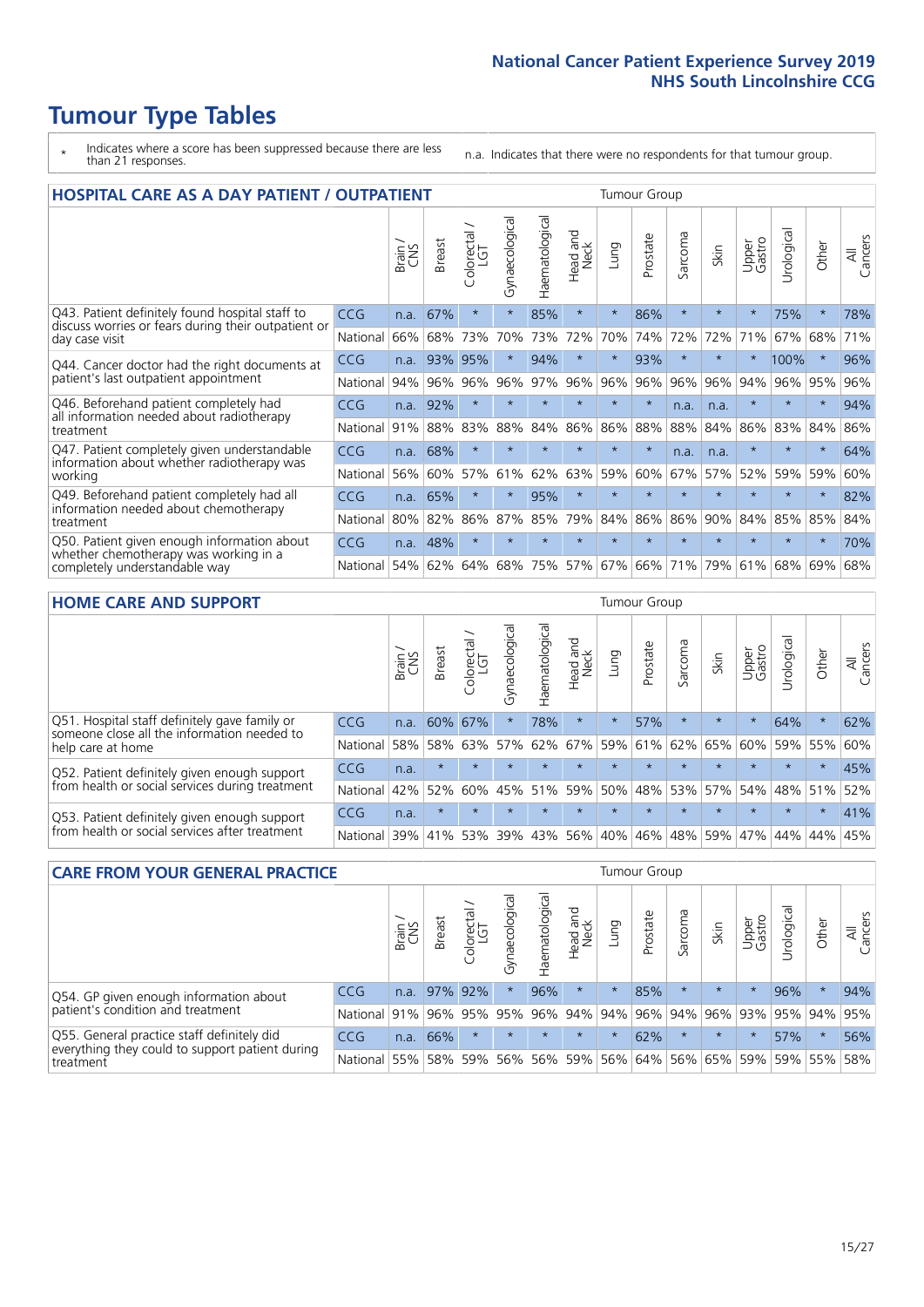# Tumour Type Tables

\* Indicates where a score has been suppressed because there are less than 21 responses.

n.a. Indicates that there were no respondents for that tumour group.

## HOSPITAL CARE AS A DAY PATIENT / OUTPATIENT

| | | Brain / CNS | Breast | Colorectal / LGT | Gynaecological | Haematological | Head and Neck | Lung | Prostate | Sarcoma | Skin | Upper Gastro | Urological | Other | All Cancers |
|---|---|---|---|---|---|---|---|---|---|---|---|---|---|---|---|
| Q43. Patient definitely found hospital staff to discuss worries or fears during their outpatient or day case visit | CCG | n.a. | 67% | * | * | 85% | * | * | 86% | * | * | * | 75% | * | 78% |
| | National | 66% | 68% | 73% | 70% | 73% | 72% | 70% | 74% | 72% | 72% | 71% | 67% | 68% | 71% |
| Q44. Cancer doctor had the right documents at patient's last outpatient appointment | CCG | n.a. | 93% | 95% | * | 94% | * | * | 93% | * | * | * | 100% | * | 96% |
| | National | 94% | 96% | 96% | 96% | 97% | 96% | 96% | 96% | 96% | 96% | 94% | 96% | 95% | 96% |
| Q46. Beforehand patient completely had all information needed about radiotherapy treatment | CCG | n.a. | 92% | * | * | * | * | * | * | n.a. | n.a. | * | * | * | 94% |
| | National | 91% | 88% | 83% | 88% | 84% | 86% | 86% | 88% | 88% | 84% | 86% | 83% | 84% | 86% |
| Q47. Patient completely given understandable information about whether radiotherapy was working | CCG | n.a. | 68% | * | * | * | * | * | * | n.a. | n.a. | * | * | * | 64% |
| | National | 56% | 60% | 57% | 61% | 62% | 63% | 59% | 60% | 67% | 57% | 52% | 59% | 59% | 60% |
| Q49. Beforehand patient completely had all information needed about chemotherapy treatment | CCG | n.a. | 65% | * | * | 95% | * | * | * | * | * | * | * | * | 82% |
| | National | 80% | 82% | 86% | 87% | 85% | 79% | 84% | 86% | 86% | 90% | 84% | 85% | 85% | 84% |
| Q50. Patient given enough information about whether chemotherapy was working in a completely understandable way | CCG | n.a. | 48% | * | * | * | * | * | * | * | * | * | * | * | 70% |
| | National | 54% | 62% | 64% | 68% | 75% | 57% | 67% | 66% | 71% | 79% | 61% | 68% | 69% | 68% |

## HOME CARE AND SUPPORT

| | | Brain / CNS | Breast | Colorectal / LGT | Gynaecological | Haematological | Head and Neck | Lung | Prostate | Sarcoma | Skin | Upper Gastro | Urological | Other | All Cancers |
|---|---|---|---|---|---|---|---|---|---|---|---|---|---|---|---|
| Q51. Hospital staff definitely gave family or someone close all the information needed to help care at home | CCG | n.a. | 60% | 67% | * | 78% | * | * | 57% | * | * | * | 64% | * | 62% |
| | National | 58% | 58% | 63% | 57% | 62% | 67% | 59% | 61% | 62% | 65% | 60% | 59% | 55% | 60% |
| Q52. Patient definitely given enough support from health or social services during treatment | CCG | n.a. | * | * | * | * | * | * | * | * | * | * | * | * | 45% |
| | National | 42% | 52% | 60% | 45% | 51% | 59% | 50% | 48% | 53% | 57% | 54% | 48% | 51% | 52% |
| Q53. Patient definitely given enough support from health or social services after treatment | CCG | n.a. | * | * | * | * | * | * | * | * | * | * | * | * | 41% |
| | National | 39% | 41% | 53% | 39% | 43% | 56% | 40% | 46% | 48% | 59% | 47% | 44% | 44% | 45% |

## CARE FROM YOUR GENERAL PRACTICE

| | | Brain / CNS | Breast | Colorectal / LGT | Gynaecological | Haematological | Head and Neck | Lung | Prostate | Sarcoma | Skin | Upper Gastro | Urological | Other | All Cancers |
|---|---|---|---|---|---|---|---|---|---|---|---|---|---|---|---|
| Q54. GP given enough information about patient's condition and treatment | CCG | n.a. | 97% | 92% | * | 96% | * | * | 85% | * | * | * | 96% | * | 94% |
| | National | 91% | 96% | 95% | 95% | 96% | 94% | 94% | 96% | 94% | 96% | 93% | 95% | 94% | 95% |
| Q55. General practice staff definitely did everything they could to support patient during treatment | CCG | n.a. | 66% | * | * | * | * | * | 62% | * | * | * | 57% | * | 56% |
| | National | 55% | 58% | 59% | 56% | 56% | 59% | 56% | 64% | 56% | 65% | 59% | 59% | 55% | 58% |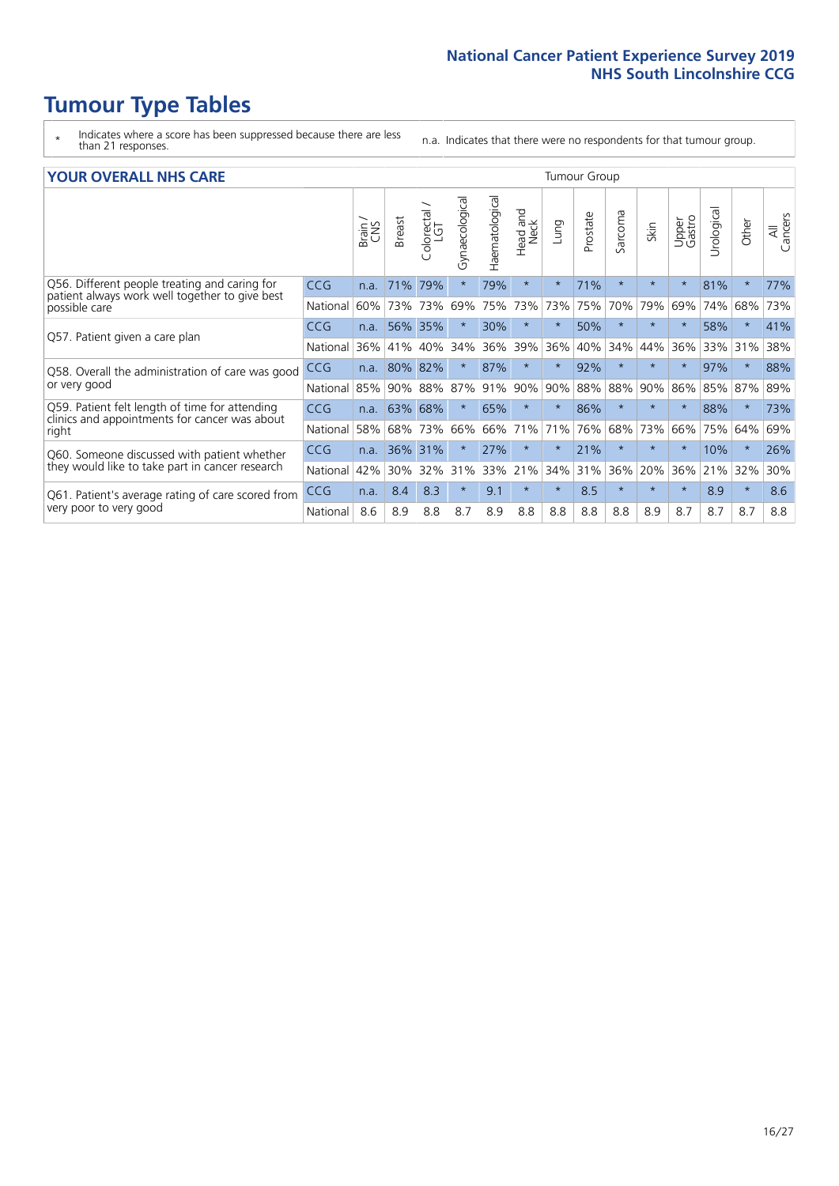# Tumour Type Tables

\* Indicates where a score has been suppressed because there are less than 21 responses.

n.a. Indicates that there were no respondents for that tumour group.

## YOUR OVERALL NHS CARE

| | | Brain / CNS | Breast | Colorectal / LGT | Gynaecological | Haematological | Head and Neck | Lung | Prostate | Sarcoma | Skin | Upper Gastro | Urological | Other | All Cancers |
|---|---|---|---|---|---|---|---|---|---|---|---|---|---|---|---|
| Q56. Different people treating and caring for patient always work well together to give best possible care | CCG | n.a. | 71% | 79% | * | 79% | * | * | 71% | * | * | * | 81% | * | 77% |
| | National | 60% | 73% | 73% | 69% | 75% | 73% | 73% | 75% | 70% | 79% | 69% | 74% | 68% | 73% |
| Q57. Patient given a care plan | CCG | n.a. | 56% | 35% | * | 30% | * | * | 50% | * | * | * | 58% | * | 41% |
| | National | 36% | 41% | 40% | 34% | 36% | 39% | 36% | 40% | 34% | 44% | 36% | 33% | 31% | 38% |
| Q58. Overall the administration of care was good or very good | CCG | n.a. | 80% | 82% | * | 87% | * | * | 92% | * | * | * | 97% | * | 88% |
| | National | 85% | 90% | 88% | 87% | 91% | 90% | 90% | 88% | 88% | 90% | 86% | 85% | 87% | 89% |
| Q59. Patient felt length of time for attending clinics and appointments for cancer was about right | CCG | n.a. | 63% | 68% | * | 65% | * | * | 86% | * | * | * | 88% | * | 73% |
| | National | 58% | 68% | 73% | 66% | 66% | 71% | 71% | 76% | 68% | 73% | 66% | 75% | 64% | 69% |
| Q60. Someone discussed with patient whether they would like to take part in cancer research | CCG | n.a. | 36% | 31% | * | 27% | * | * | 21% | * | * | * | 10% | * | 26% |
| | National | 42% | 30% | 32% | 31% | 33% | 21% | 34% | 31% | 36% | 20% | 36% | 21% | 32% | 30% |
| Q61. Patient's average rating of care scored from very poor to very good | CCG | n.a. | 8.4 | 8.3 | * | 9.1 | * | * | 8.5 | * | * | * | 8.9 | * | 8.6 |
| | National | 8.6 | 8.9 | 8.8 | 8.7 | 8.9 | 8.8 | 8.8 | 8.8 | 8.8 | 8.9 | 8.7 | 8.7 | 8.7 | 8.8 |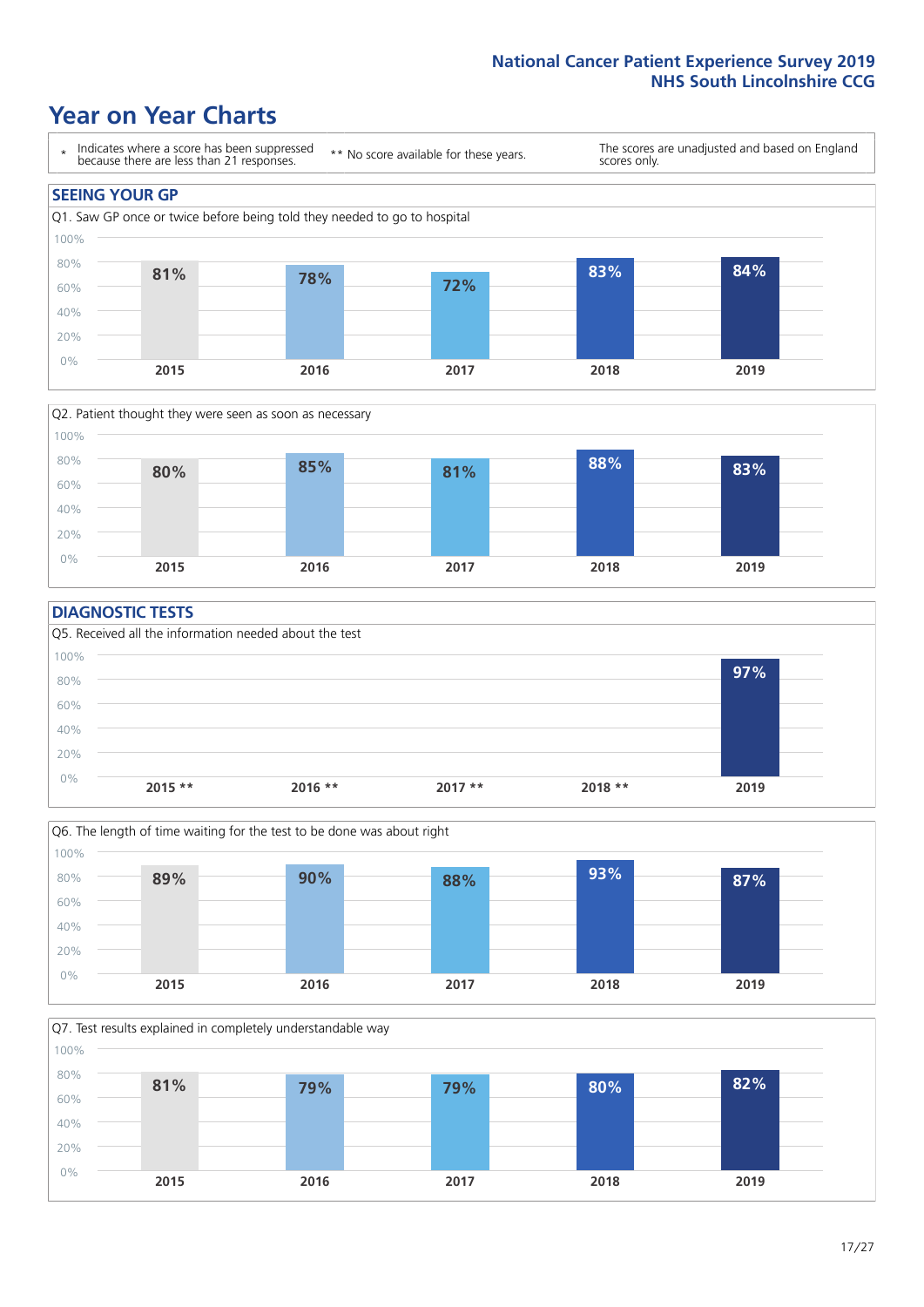# Year on Year Charts

\* Indicates where a score has been suppressed because there are less than 21 responses.

** No score available for these years.

The scores are unadjusted and based on England scores only.

## SEEING YOUR GP

Q1. Saw GP once or twice before being told they needed to go to hospital

| 2015 | 2016 | 2017 | 2018 | 2019 |
| --- | --- | --- | --- | --- |
| 81% | 78% | 72% | 83% | 84% |

Q2. Patient thought they were seen as soon as necessary

| 2015 | 2016 | 2017 | 2018 | 2019 |
| --- | --- | --- | --- | --- |
| 80% | 85% | 81% | 88% | 83% |

## DIAGNOSTIC TESTS

Q5. Received all the information needed about the test

| 2015 ** | 2016 ** | 2017 ** | 2018 ** | 2019 |
| --- | --- | --- | --- | --- |
| | | | | 97% |

Q6. The length of time waiting for the test to be done was about right

| 2015 | 2016 | 2017 | 2018 | 2019 |
| --- | --- | --- | --- | --- |
| 89% | 90% | 88% | 93% | 87% |

Q7. Test results explained in completely understandable way

| 2015 | 2016 | 2017 | 2018 | 2019 |
| --- | --- | --- | --- | --- |
| 81% | 79% | 79% | 80% | 82% |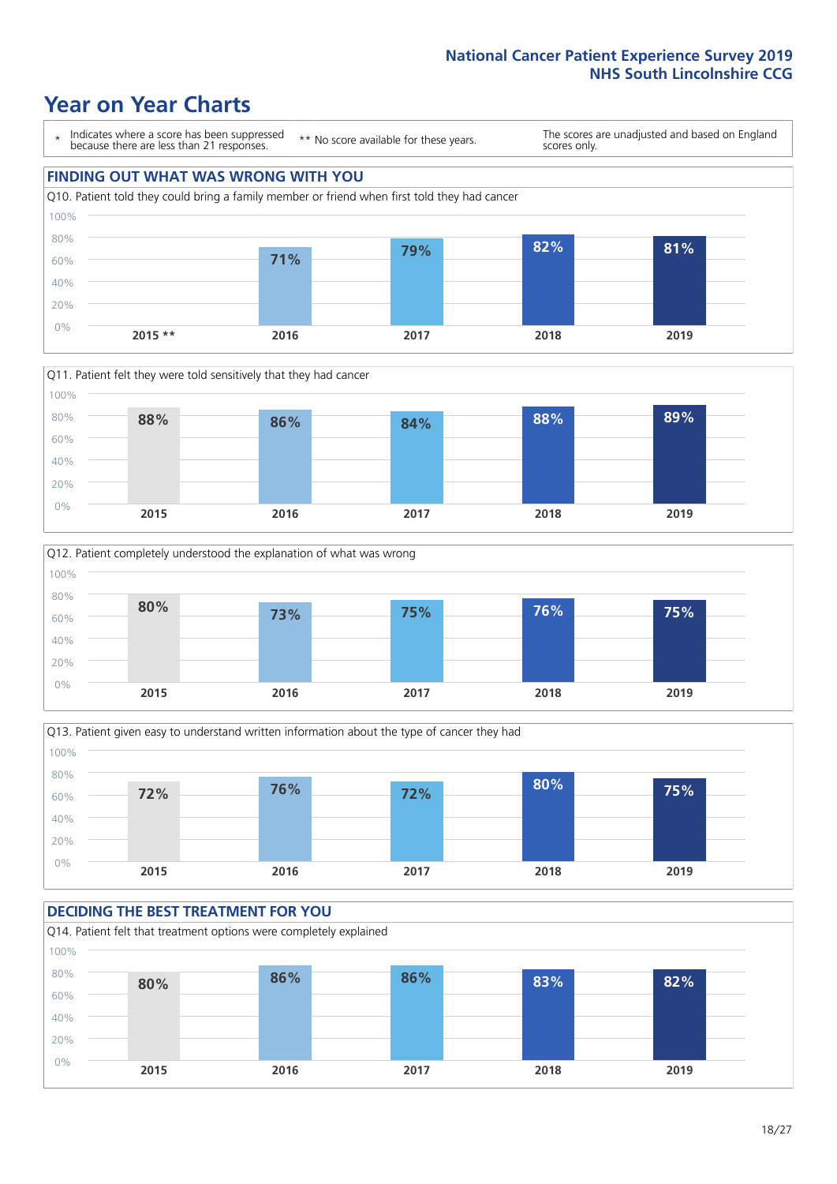# Year on Year Charts

\* Indicates where a score has been suppressed because there are less than 21 responses.

** No score available for these years.

The scores are unadjusted and based on England scores only.

## FINDING OUT WHAT WAS WRONG WITH YOU

Q10. Patient told they could bring a family member or friend when first told they had cancer

| 2015 ** | 2016 | 2017 | 2018 | 2019 |
|---|---|---|---|---|
| | 71% | 79% | 82% | 81% |

Q11. Patient felt they were told sensitively that they had cancer

| 2015 | 2016 | 2017 | 2018 | 2019 |
|---|---|---|---|---|
| 88% | 86% | 84% | 88% | 89% |

Q12. Patient completely understood the explanation of what was wrong

| 2015 | 2016 | 2017 | 2018 | 2019 |
|---|---|---|---|---|
| 80% | 73% | 75% | 76% | 75% |

Q13. Patient given easy to understand written information about the type of cancer they had

| 2015 | 2016 | 2017 | 2018 | 2019 |
|---|---|---|---|---|
| 72% | 76% | 72% | 80% | 75% |

## DECIDING THE BEST TREATMENT FOR YOU

Q14. Patient felt that treatment options were completely explained

| 2015 | 2016 | 2017 | 2018 | 2019 |
|---|---|---|---|---|
| 80% | 86% | 86% | 83% | 82% |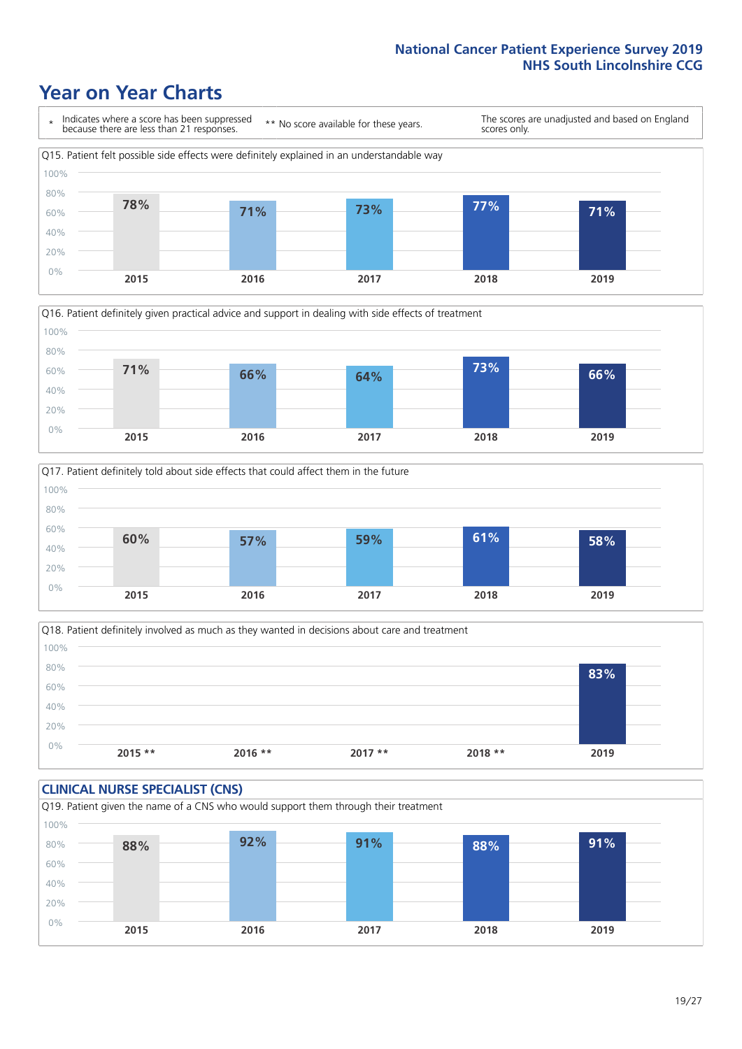# Year on Year Charts

\* Indicates where a score has been suppressed because there are less than 21 responses. ** No score available for these years. The scores are unadjusted and based on England scores only.

Q15. Patient felt possible side effects were definitely explained in an understandable way

| 2015 | 2016 | 2017 | 2018 | 2019 |
|---|---|---|---|---|
| 78% | 71% | 73% | 77% | 71% |

Q16. Patient definitely given practical advice and support in dealing with side effects of treatment

| 2015 | 2016 | 2017 | 2018 | 2019 |
|---|---|---|---|---|
| 71% | 66% | 64% | 73% | 66% |

Q17. Patient definitely told about side effects that could affect them in the future

| 2015 | 2016 | 2017 | 2018 | 2019 |
|---|---|---|---|---|
| 60% | 57% | 59% | 61% | 58% |

Q18. Patient definitely involved as much as they wanted in decisions about care and treatment

| 2015 ** | 2016 ** | 2017 ** | 2018 ** | 2019 |
|---|---|---|---|---|
| | | | | 83% |

## CLINICAL NURSE SPECIALIST (CNS)

Q19. Patient given the name of a CNS who would support them through their treatment

| 2015 | 2016 | 2017 | 2018 | 2019 |
|---|---|---|---|---|
| 88% | 92% | 91% | 88% | 91% |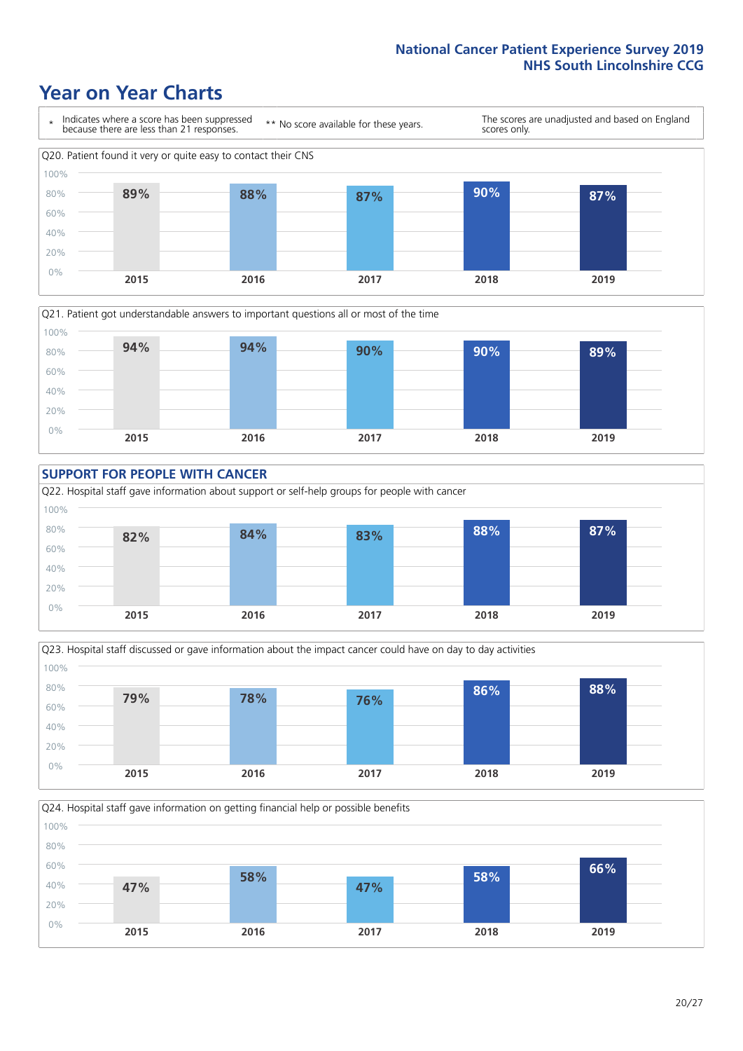National Cancer Patient Experience Survey 2019
NHS South Lincolnshire CCG

# Year on Year Charts

\* Indicates where a score has been suppressed because there are less than 21 responses.

** No score available for these years.

The scores are unadjusted and based on England scores only.

Q20. Patient found it very or quite easy to contact their CNS

| 2015 | 2016 | 2017 | 2018 | 2019 |
|---|---|---|---|---|
| 89% | 88% | 87% | 90% | 87% |

Q21. Patient got understandable answers to important questions all or most of the time

| 2015 | 2016 | 2017 | 2018 | 2019 |
|---|---|---|---|---|
| 94% | 94% | 90% | 90% | 89% |

## SUPPORT FOR PEOPLE WITH CANCER

Q22. Hospital staff gave information about support or self-help groups for people with cancer

| 2015 | 2016 | 2017 | 2018 | 2019 |
|---|---|---|---|---|
| 82% | 84% | 83% | 88% | 87% |

Q23. Hospital staff discussed or gave information about the impact cancer could have on day to day activities

| 2015 | 2016 | 2017 | 2018 | 2019 |
|---|---|---|---|---|
| 79% | 78% | 76% | 86% | 88% |

Q24. Hospital staff gave information on getting financial help or possible benefits

| 2015 | 2016 | 2017 | 2018 | 2019 |
|---|---|---|---|---|
| 47% | 58% | 47% | 58% | 66% |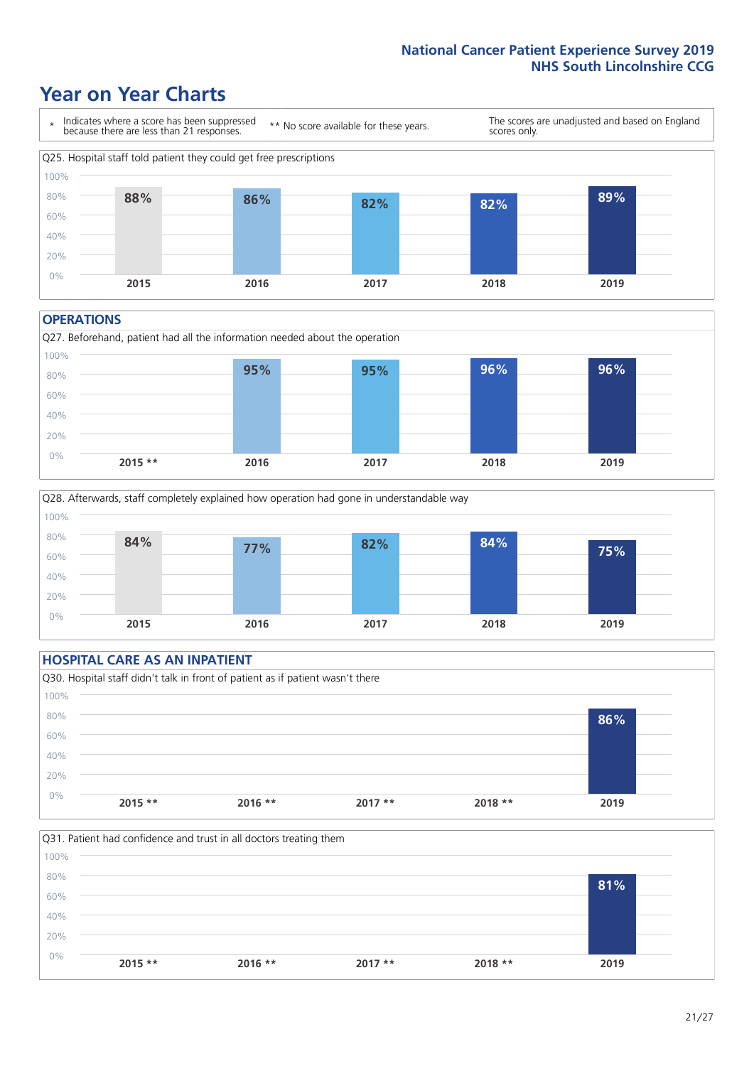## Year on Year Charts

\* Indicates where a score has been suppressed because there are less than 21 responses. ** No score available for these years. The scores are unadjusted and based on England scores only.

Q25. Hospital staff told patient they could get free prescriptions

| 2015 | 2016 | 2017 | 2018 | 2019 |
|---|---|---|---|---|
| 88% | 86% | 82% | 82% | 89% |

### OPERATIONS

Q27. Beforehand, patient had all the information needed about the operation

| 2015 ** | 2016 | 2017 | 2018 | 2019 |
|---|---|---|---|---|
| | 95% | 95% | 96% | 96% |

Q28. Afterwards, staff completely explained how operation had gone in understandable way

| 2015 | 2016 | 2017 | 2018 | 2019 |
|---|---|---|---|---|
| 84% | 77% | 82% | 84% | 75% |

### HOSPITAL CARE AS AN INPATIENT

Q30. Hospital staff didn't talk in front of patient as if patient wasn't there

| 2015 ** | 2016 ** | 2017 ** | 2018 ** | 2019 |
|---|---|---|---|---|
| | | | | 86% |

Q31. Patient had confidence and trust in all doctors treating them

| 2015 ** | 2016 ** | 2017 ** | 2018 ** | 2019 |
|---|---|---|---|---|
| | | | | 81% |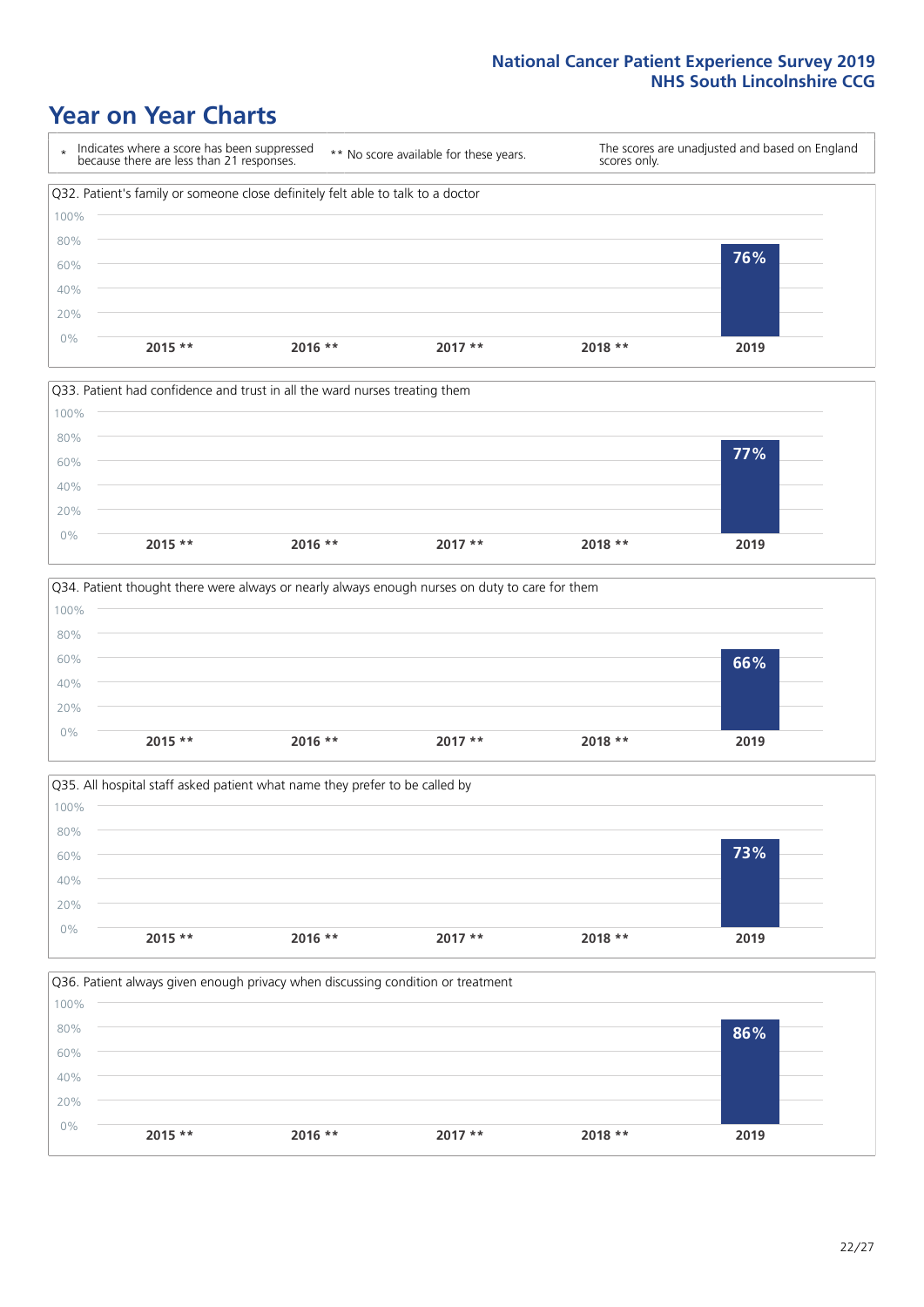# Year on Year Charts

| * Indicates where a score has been suppressed because there are less than 21 responses. | ** No score available for these years. | The scores are unadjusted and based on England scores only. |
|---|---|---|

Q32. Patient's family or someone close definitely felt able to talk to a doctor

| 2015 ** | 2016 ** | 2017 ** | 2018 ** | 2019 |
|---|---|---|---|---|
| | | | | 76% |

Q33. Patient had confidence and trust in all the ward nurses treating them

| 2015 ** | 2016 ** | 2017 ** | 2018 ** | 2019 |
|---|---|---|---|---|
| | | | | 77% |

Q34. Patient thought there were always or nearly always enough nurses on duty to care for them

| 2015 ** | 2016 ** | 2017 ** | 2018 ** | 2019 |
|---|---|---|---|---|
| | | | | 66% |

Q35. All hospital staff asked patient what name they prefer to be called by

| 2015 ** | 2016 ** | 2017 ** | 2018 ** | 2019 |
|---|---|---|---|---|
| | | | | 73% |

Q36. Patient always given enough privacy when discussing condition or treatment

| 2015 ** | 2016 ** | 2017 ** | 2018 ** | 2019 |
|---|---|---|---|---|
| | | | | 86% |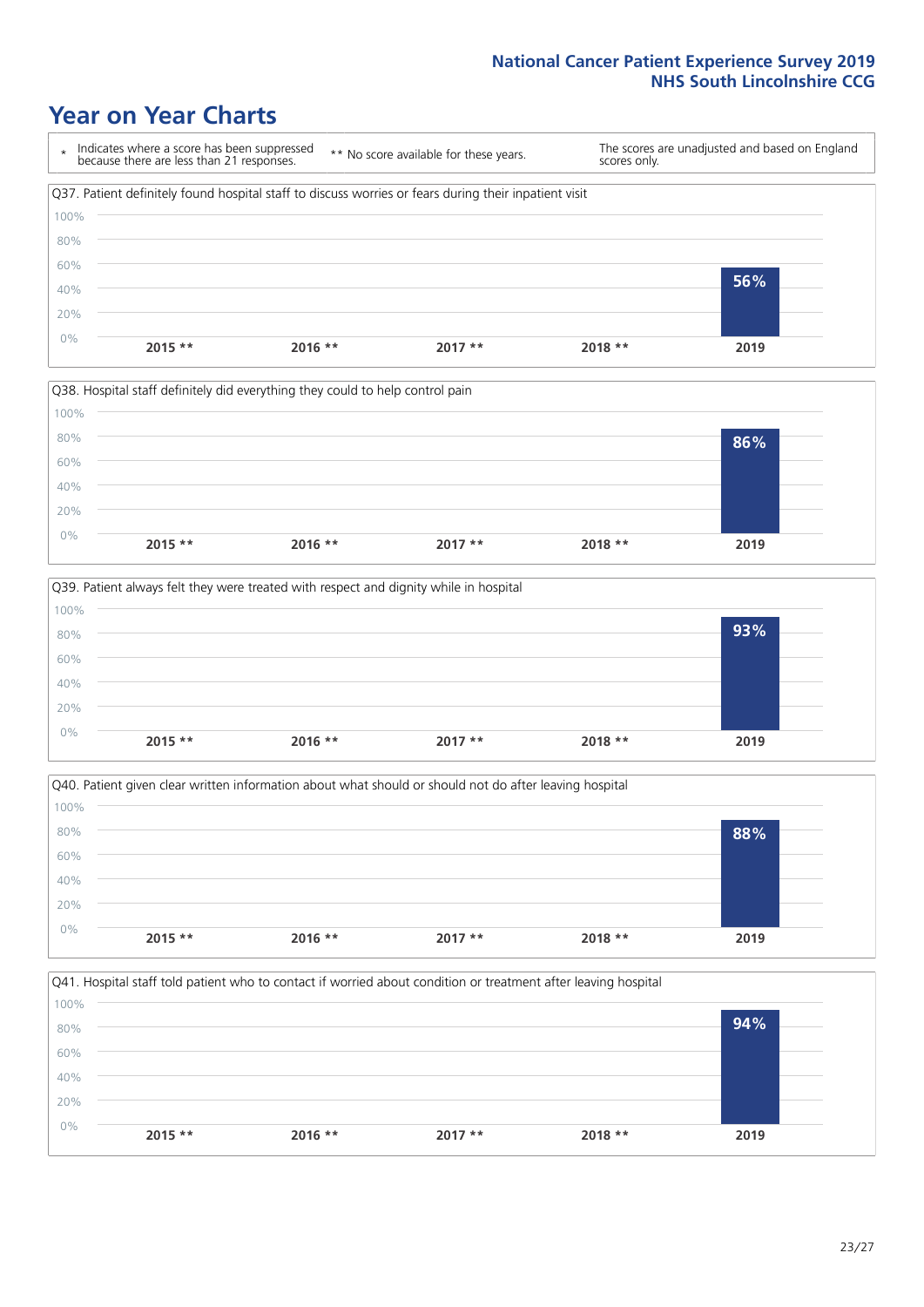# Year on Year Charts

\* Indicates where a score has been suppressed because there are less than 21 responses.

** No score available for these years.

The scores are unadjusted and based on England scores only.

Q37. Patient definitely found hospital staff to discuss worries or fears during their inpatient visit

| 2015 ** | 2016 ** | 2017 ** | 2018 ** | 2019 |
|---|---|---|---|---|
| | | | | 56% |

Q38. Hospital staff definitely did everything they could to help control pain

| 2015 ** | 2016 ** | 2017 ** | 2018 ** | 2019 |
|---|---|---|---|---|
| | | | | 86% |

Q39. Patient always felt they were treated with respect and dignity while in hospital

| 2015 ** | 2016 ** | 2017 ** | 2018 ** | 2019 |
|---|---|---|---|---|
| | | | | 93% |

Q40. Patient given clear written information about what should or should not do after leaving hospital

| 2015 ** | 2016 ** | 2017 ** | 2018 ** | 2019 |
|---|---|---|---|---|
| | | | | 88% |

Q41. Hospital staff told patient who to contact if worried about condition or treatment after leaving hospital

| 2015 ** | 2016 ** | 2017 ** | 2018 ** | 2019 |
|---|---|---|---|---|
| | | | | 94% |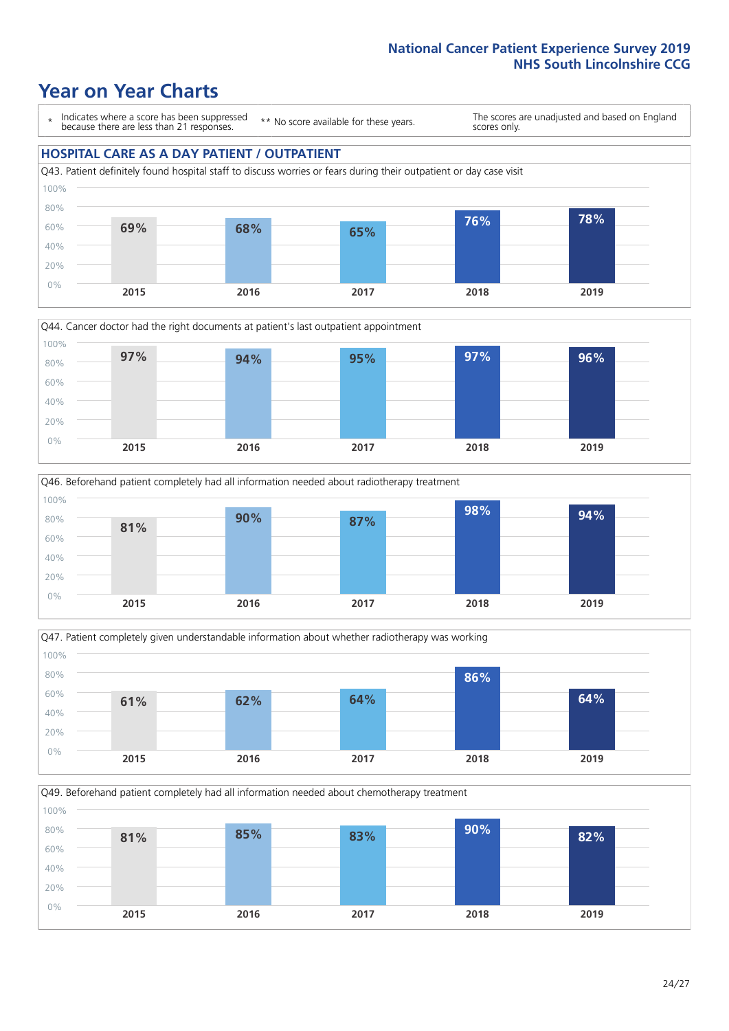# Year on Year Charts

\* Indicates where a score has been suppressed because there are less than 21 responses.

** No score available for these years.

The scores are unadjusted and based on England scores only.

## HOSPITAL CARE AS A DAY PATIENT / OUTPATIENT

Q43. Patient definitely found hospital staff to discuss worries or fears during their outpatient or day case visit

| 2015 | 2016 | 2017 | 2018 | 2019 |
|---|---|---|---|---|
| 69% | 68% | 65% | 76% | 78% |

Q44. Cancer doctor had the right documents at patient's last outpatient appointment

| 2015 | 2016 | 2017 | 2018 | 2019 |
|---|---|---|---|---|
| 97% | 94% | 95% | 97% | 96% |

Q46. Beforehand patient completely had all information needed about radiotherapy treatment

| 2015 | 2016 | 2017 | 2018 | 2019 |
|---|---|---|---|---|
| 81% | 90% | 87% | 98% | 94% |

Q47. Patient completely given understandable information about whether radiotherapy was working

| 2015 | 2016 | 2017 | 2018 | 2019 |
|---|---|---|---|---|
| 61% | 62% | 64% | 86% | 64% |

Q49. Beforehand patient completely had all information needed about chemotherapy treatment

| 2015 | 2016 | 2017 | 2018 | 2019 |
|---|---|---|---|---|
| 81% | 85% | 83% | 90% | 82% |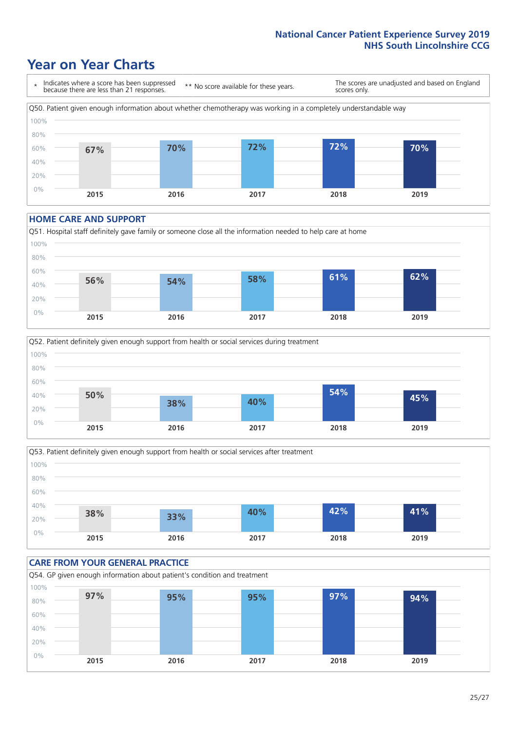# Year on Year Charts

\* Indicates where a score has been suppressed because there are less than 21 responses. ** No score available for these years. The scores are unadjusted and based on England scores only.

Q50. Patient given enough information about whether chemotherapy was working in a completely understandable way

| 2015 | 2016 | 2017 | 2018 | 2019 |
|---|---|---|---|---|
| 67% | 70% | 72% | 72% | 70% |

## HOME CARE AND SUPPORT

Q51. Hospital staff definitely gave family or someone close all the information needed to help care at home

| 2015 | 2016 | 2017 | 2018 | 2019 |
|---|---|---|---|---|
| 56% | 54% | 58% | 61% | 62% |

Q52. Patient definitely given enough support from health or social services during treatment

| 2015 | 2016 | 2017 | 2018 | 2019 |
|---|---|---|---|---|
| 50% | 38% | 40% | 54% | 45% |

Q53. Patient definitely given enough support from health or social services after treatment

| 2015 | 2016 | 2017 | 2018 | 2019 |
|---|---|---|---|---|
| 38% | 33% | 40% | 42% | 41% |

## CARE FROM YOUR GENERAL PRACTICE

Q54. GP given enough information about patient's condition and treatment

| 2015 | 2016 | 2017 | 2018 | 2019 |
|---|---|---|---|---|
| 97% | 95% | 95% | 97% | 94% |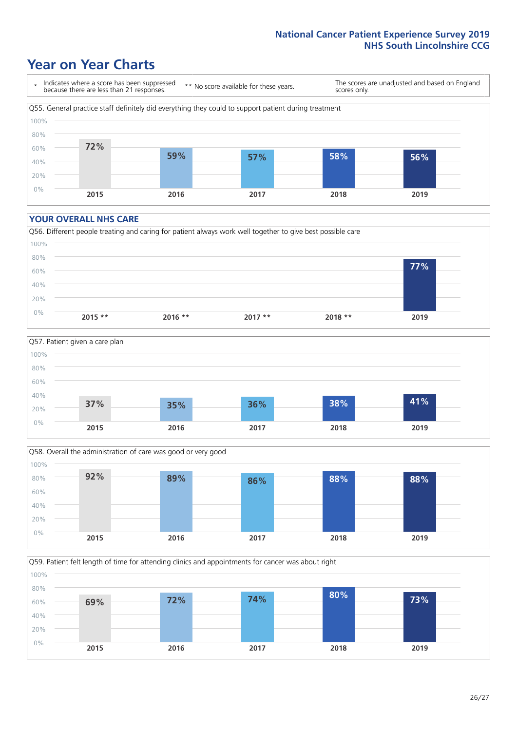# Year on Year Charts

\* Indicates where a score has been suppressed because there are less than 21 responses.

** No score available for these years.

The scores are unadjusted and based on England scores only.

Q55. General practice staff definitely did everything they could to support patient during treatment

| 2015 | 2016 | 2017 | 2018 | 2019 |
|---|---|---|---|---|
| 72% | 59% | 57% | 58% | 56% |

## YOUR OVERALL NHS CARE

Q56. Different people treating and caring for patient always work well together to give best possible care

| 2015 ** | 2016 ** | 2017 ** | 2018 ** | 2019 |
|---|---|---|---|---|
| | | | | 77% |

Q57. Patient given a care plan

| 2015 | 2016 | 2017 | 2018 | 2019 |
|---|---|---|---|---|
| 37% | 35% | 36% | 38% | 41% |

Q58. Overall the administration of care was good or very good

| 2015 | 2016 | 2017 | 2018 | 2019 |
|---|---|---|---|---|
| 92% | 89% | 86% | 88% | 88% |

Q59. Patient felt length of time for attending clinics and appointments for cancer was about right

| 2015 | 2016 | 2017 | 2018 | 2019 |
|---|---|---|---|---|
| 69% | 72% | 74% | 80% | 73% |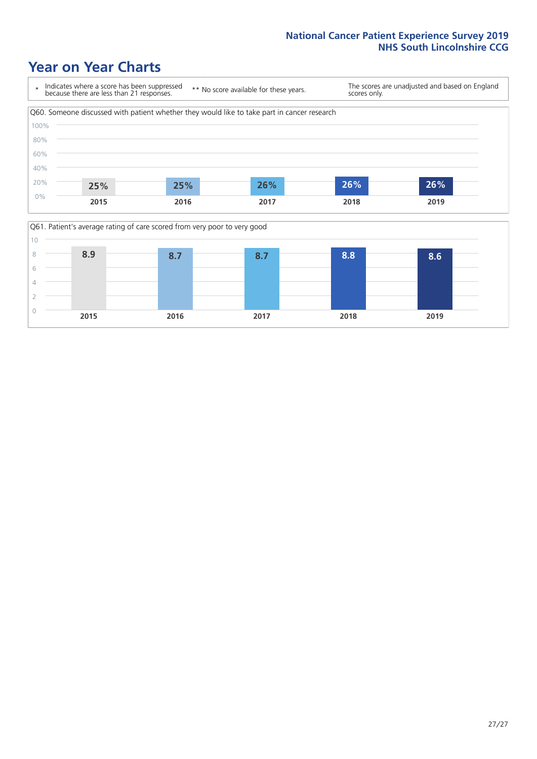# Year on Year Charts

\* Indicates where a score has been suppressed because there are less than 21 responses.

** No score available for these years.

The scores are unadjusted and based on England scores only.

Q60. Someone discussed with patient whether they would like to take part in cancer research

100%
80%
60%
40%
20%
0%

25% 2015
25% 2016
26% 2017
26% 2018
26% 2019

Q61. Patient's average rating of care scored from very poor to very good

10
8
6
4
2
0

8.9 2015
8.7 2016
8.7 2017
8.8 2018
8.6 2019